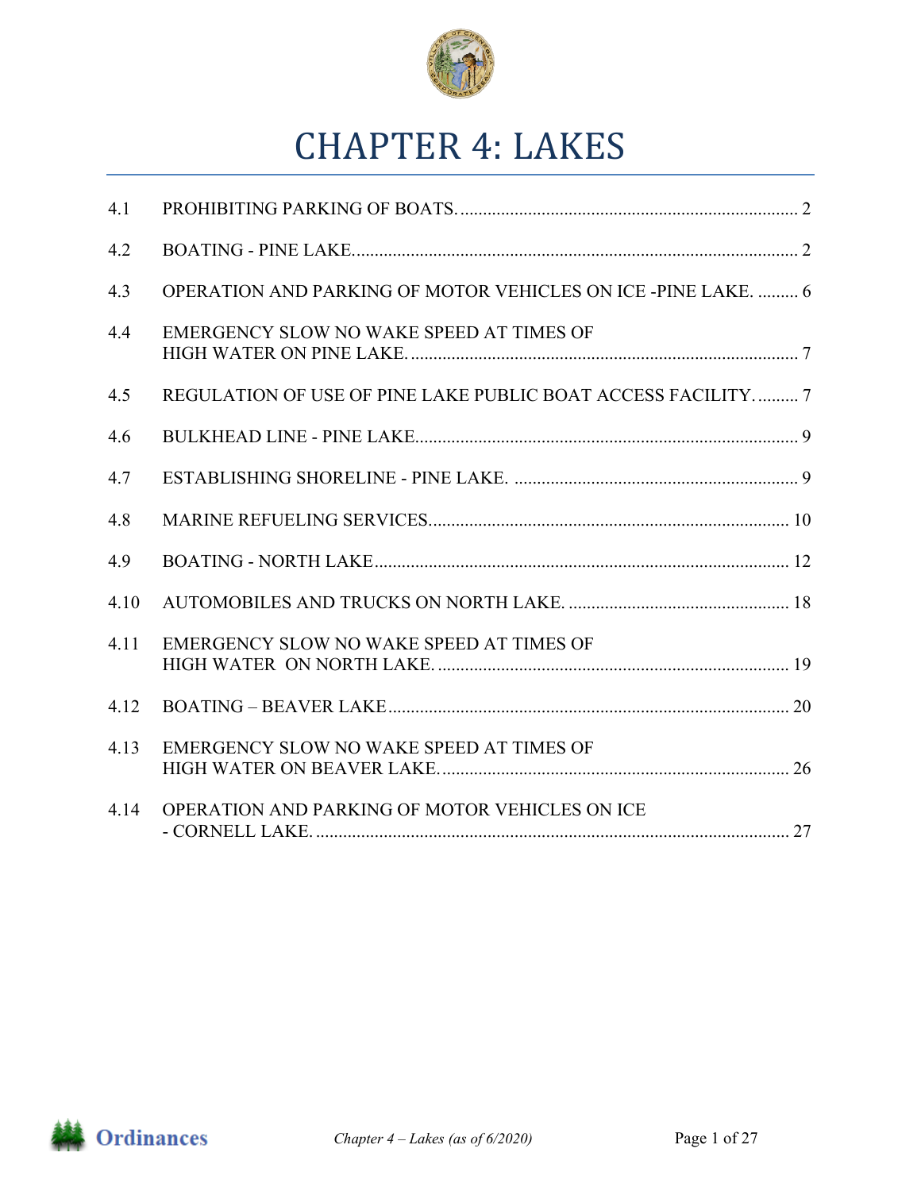# CHAPTER 4: LAKES

| | | |
|---|---|---|
| 4.1 | PROHIBITING PARKING OF BOATS. | 2 |
| 4.2 | BOATING - PINE LAKE. | 2 |
| 4.3 | OPERATION AND PARKING OF MOTOR VEHICLES ON ICE -PINE LAKE. | 6 |
| 4.4 | EMERGENCY SLOW NO WAKE SPEED AT TIMES OF HIGH WATER ON PINE LAKE. | 7 |
| 4.5 | REGULATION OF USE OF PINE LAKE PUBLIC BOAT ACCESS FACILITY. | 7 |
| 4.6 | BULKHEAD LINE - PINE LAKE. | 9 |
| 4.7 | ESTABLISHING SHORELINE - PINE LAKE. | 9 |
| 4.8 | MARINE REFUELING SERVICES. | 10 |
| 4.9 | BOATING - NORTH LAKE | 12 |
| 4.10 | AUTOMOBILES AND TRUCKS ON NORTH LAKE. | 18 |
| 4.11 | EMERGENCY SLOW NO WAKE SPEED AT TIMES OF HIGH WATER ON NORTH LAKE. | 19 |
| 4.12 | BOATING – BEAVER LAKE | 20 |
| 4.13 | EMERGENCY SLOW NO WAKE SPEED AT TIMES OF HIGH WATER ON BEAVER LAKE. | 26 |
| 4.14 | OPERATION AND PARKING OF MOTOR VEHICLES ON ICE - CORNELL LAKE. | 27 |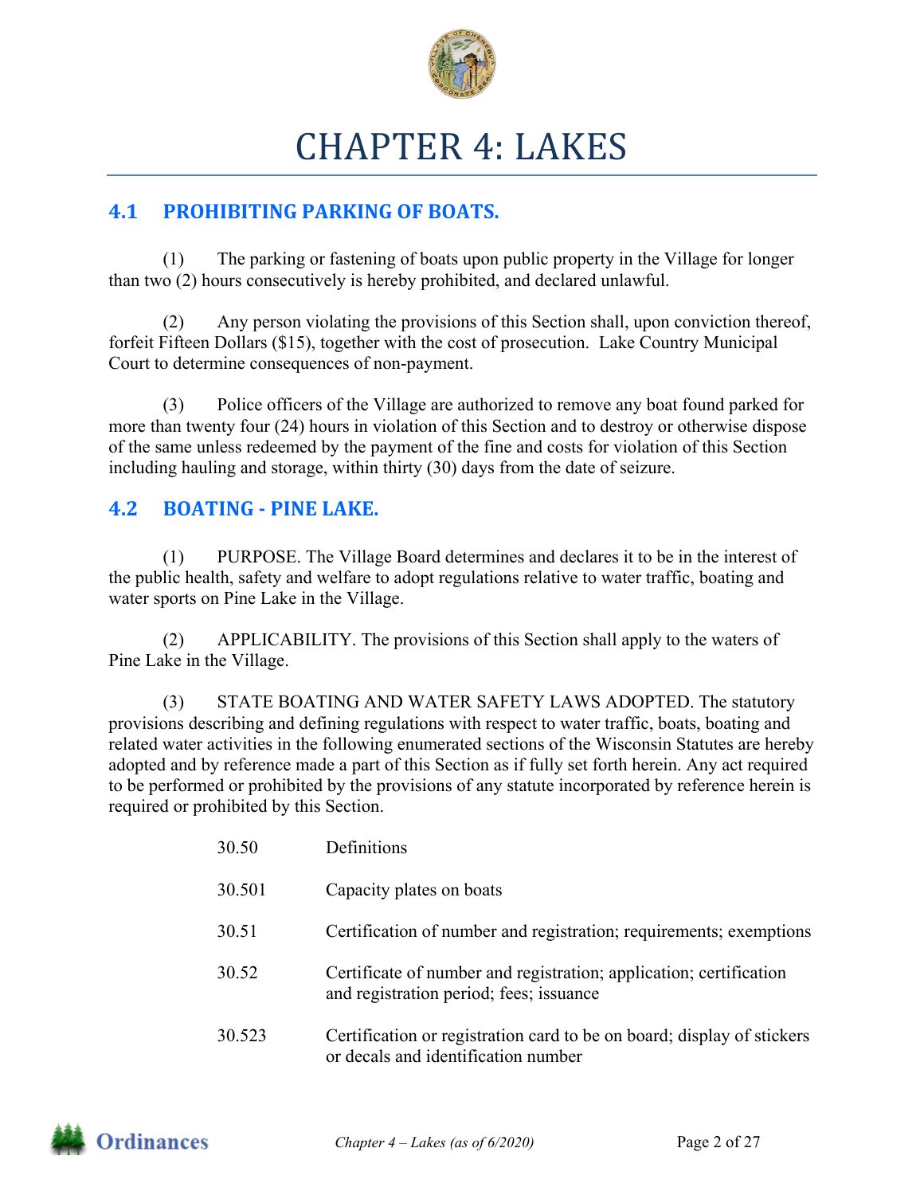# CHAPTER 4: LAKES

## 4.1 PROHIBITING PARKING OF BOATS.

(1) The parking or fastening of boats upon public property in the Village for longer than two (2) hours consecutively is hereby prohibited, and declared unlawful.

(2) Any person violating the provisions of this Section shall, upon conviction thereof, forfeit Fifteen Dollars ($15), together with the cost of prosecution. Lake Country Municipal Court to determine consequences of non-payment.

(3) Police officers of the Village are authorized to remove any boat found parked for more than twenty four (24) hours in violation of this Section and to destroy or otherwise dispose of the same unless redeemed by the payment of the fine and costs for violation of this Section including hauling and storage, within thirty (30) days from the date of seizure.

## 4.2 BOATING - PINE LAKE.

(1) PURPOSE. The Village Board determines and declares it to be in the interest of the public health, safety and welfare to adopt regulations relative to water traffic, boating and water sports on Pine Lake in the Village.

(2) APPLICABILITY. The provisions of this Section shall apply to the waters of Pine Lake in the Village.

(3) STATE BOATING AND WATER SAFETY LAWS ADOPTED. The statutory provisions describing and defining regulations with respect to water traffic, boats, boating and related water activities in the following enumerated sections of the Wisconsin Statutes are hereby adopted and by reference made a part of this Section as if fully set forth herein. Any act required to be performed or prohibited by the provisions of any statute incorporated by reference herein is required or prohibited by this Section.

| | |
|---|---|
| 30.50 | Definitions |
| 30.501 | Capacity plates on boats |
| 30.51 | Certification of number and registration; requirements; exemptions |
| 30.52 | Certificate of number and registration; application; certification and registration period; fees; issuance |
| 30.523 | Certification or registration card to be on board; display of stickers or decals and identification number |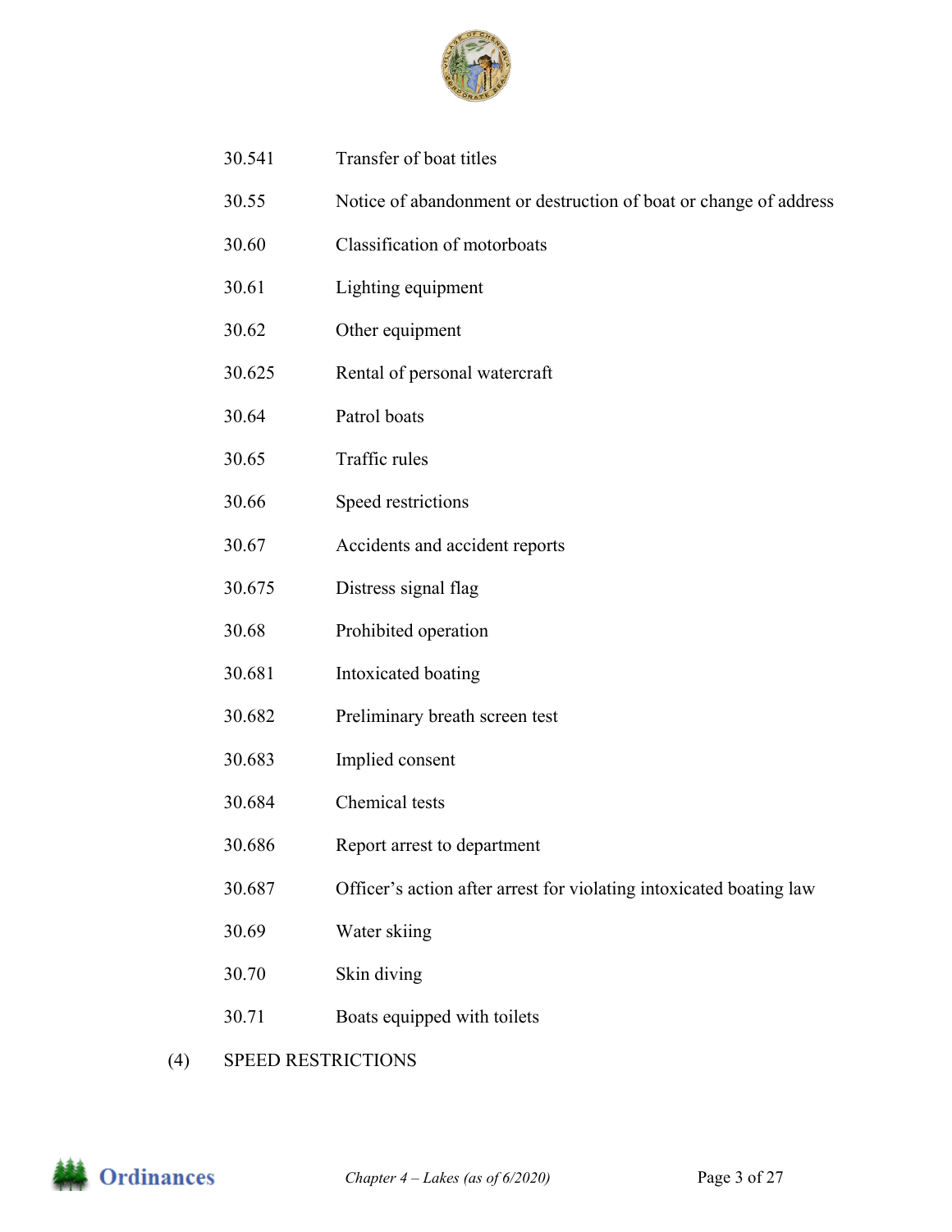| | |
|---|---|
| 30.541 | Transfer of boat titles |
| 30.55 | Notice of abandonment or destruction of boat or change of address |
| 30.60 | Classification of motorboats |
| 30.61 | Lighting equipment |
| 30.62 | Other equipment |
| 30.625 | Rental of personal watercraft |
| 30.64 | Patrol boats |
| 30.65 | Traffic rules |
| 30.66 | Speed restrictions |
| 30.67 | Accidents and accident reports |
| 30.675 | Distress signal flag |
| 30.68 | Prohibited operation |
| 30.681 | Intoxicated boating |
| 30.682 | Preliminary breath screen test |
| 30.683 | Implied consent |
| 30.684 | Chemical tests |
| 30.686 | Report arrest to department |
| 30.687 | Officer's action after arrest for violating intoxicated boating law |
| 30.69 | Water skiing |
| 30.70 | Skin diving |
| 30.71 | Boats equipped with toilets |

(4) SPEED RESTRICTIONS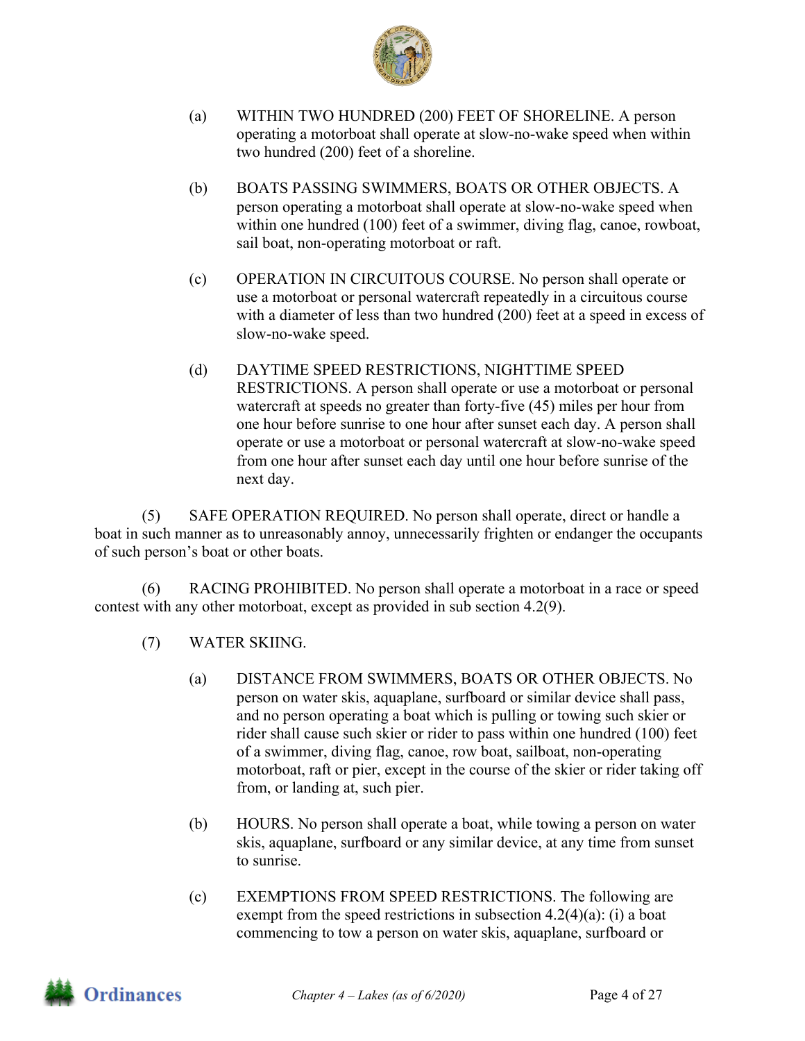(a) WITHIN TWO HUNDRED (200) FEET OF SHORELINE. A person operating a motorboat shall operate at slow-no-wake speed when within two hundred (200) feet of a shoreline.

(b) BOATS PASSING SWIMMERS, BOATS OR OTHER OBJECTS. A person operating a motorboat shall operate at slow-no-wake speed when within one hundred (100) feet of a swimmer, diving flag, canoe, rowboat, sail boat, non-operating motorboat or raft.

(c) OPERATION IN CIRCUITOUS COURSE. No person shall operate or use a motorboat or personal watercraft repeatedly in a circuitous course with a diameter of less than two hundred (200) feet at a speed in excess of slow-no-wake speed.

(d) DAYTIME SPEED RESTRICTIONS, NIGHTTIME SPEED RESTRICTIONS. A person shall operate or use a motorboat or personal watercraft at speeds no greater than forty-five (45) miles per hour from one hour before sunrise to one hour after sunset each day. A person shall operate or use a motorboat or personal watercraft at slow-no-wake speed from one hour after sunset each day until one hour before sunrise of the next day.

(5) SAFE OPERATION REQUIRED. No person shall operate, direct or handle a boat in such manner as to unreasonably annoy, unnecessarily frighten or endanger the occupants of such person's boat or other boats.

(6) RACING PROHIBITED. No person shall operate a motorboat in a race or speed contest with any other motorboat, except as provided in sub section 4.2(9).

(7) WATER SKIING.

(a) DISTANCE FROM SWIMMERS, BOATS OR OTHER OBJECTS. No person on water skis, aquaplane, surfboard or similar device shall pass, and no person operating a boat which is pulling or towing such skier or rider shall cause such skier or rider to pass within one hundred (100) feet of a swimmer, diving flag, canoe, row boat, sailboat, non-operating motorboat, raft or pier, except in the course of the skier or rider taking off from, or landing at, such pier.

(b) HOURS. No person shall operate a boat, while towing a person on water skis, aquaplane, surfboard or any similar device, at any time from sunset to sunrise.

(c) EXEMPTIONS FROM SPEED RESTRICTIONS. The following are exempt from the speed restrictions in subsection 4.2(4)(a): (i) a boat commencing to tow a person on water skis, aquaplane, surfboard or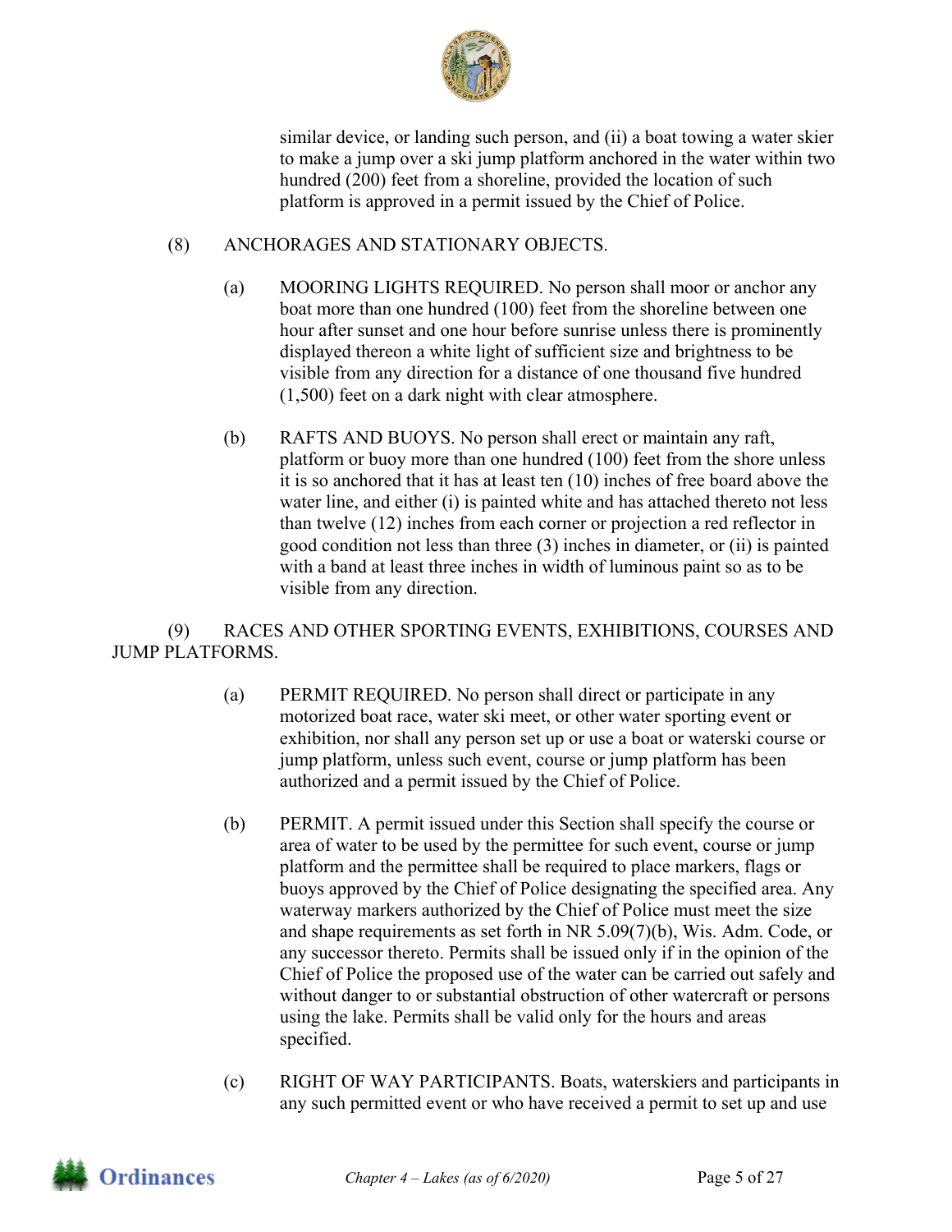similar device, or landing such person, and (ii) a boat towing a water skier to make a jump over a ski jump platform anchored in the water within two hundred (200) feet from a shoreline, provided the location of such platform is approved in a permit issued by the Chief of Police.

(8) ANCHORAGES AND STATIONARY OBJECTS.

(a) MOORING LIGHTS REQUIRED. No person shall moor or anchor any boat more than one hundred (100) feet from the shoreline between one hour after sunset and one hour before sunrise unless there is prominently displayed thereon a white light of sufficient size and brightness to be visible from any direction for a distance of one thousand five hundred (1,500) feet on a dark night with clear atmosphere.

(b) RAFTS AND BUOYS. No person shall erect or maintain any raft, platform or buoy more than one hundred (100) feet from the shore unless it is so anchored that it has at least ten (10) inches of free board above the water line, and either (i) is painted white and has attached thereto not less than twelve (12) inches from each corner or projection a red reflector in good condition not less than three (3) inches in diameter, or (ii) is painted with a band at least three inches in width of luminous paint so as to be visible from any direction.

(9) RACES AND OTHER SPORTING EVENTS, EXHIBITIONS, COURSES AND JUMP PLATFORMS.

(a) PERMIT REQUIRED. No person shall direct or participate in any motorized boat race, water ski meet, or other water sporting event or exhibition, nor shall any person set up or use a boat or waterski course or jump platform, unless such event, course or jump platform has been authorized and a permit issued by the Chief of Police.

(b) PERMIT. A permit issued under this Section shall specify the course or area of water to be used by the permittee for such event, course or jump platform and the permittee shall be required to place markers, flags or buoys approved by the Chief of Police designating the specified area. Any waterway markers authorized by the Chief of Police must meet the size and shape requirements as set forth in NR 5.09(7)(b), Wis. Adm. Code, or any successor thereto. Permits shall be issued only if in the opinion of the Chief of Police the proposed use of the water can be carried out safely and without danger to or substantial obstruction of other watercraft or persons using the lake. Permits shall be valid only for the hours and areas specified.

(c) RIGHT OF WAY PARTICIPANTS. Boats, waterskiers and participants in any such permitted event or who have received a permit to set up and use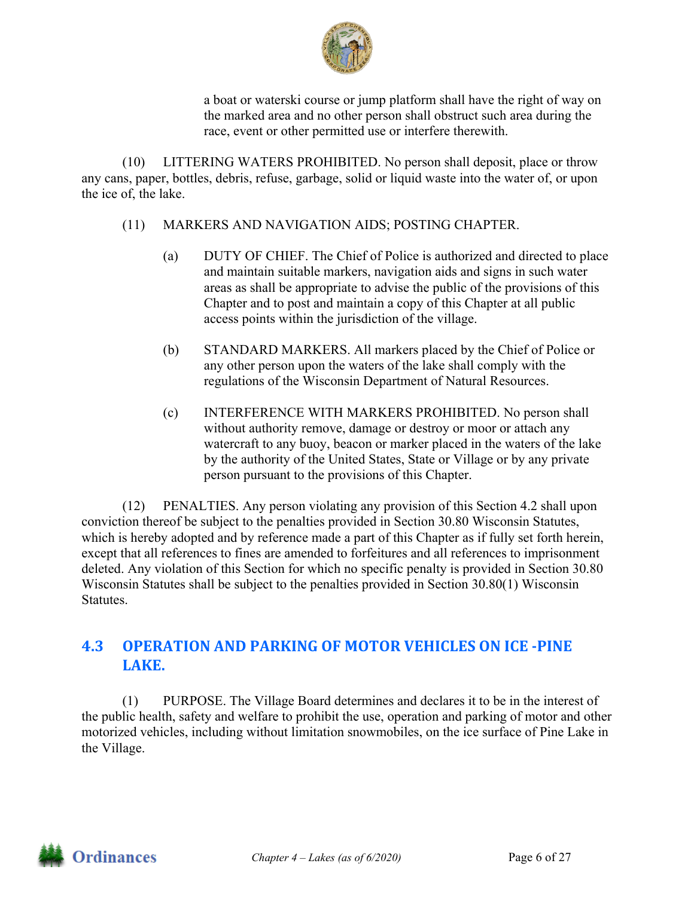a boat or waterski course or jump platform shall have the right of way on the marked area and no other person shall obstruct such area during the race, event or other permitted use or interfere therewith.

(10) LITTERING WATERS PROHIBITED. No person shall deposit, place or throw any cans, paper, bottles, debris, refuse, garbage, solid or liquid waste into the water of, or upon the ice of, the lake.

(11) MARKERS AND NAVIGATION AIDS; POSTING CHAPTER.

(a) DUTY OF CHIEF. The Chief of Police is authorized and directed to place and maintain suitable markers, navigation aids and signs in such water areas as shall be appropriate to advise the public of the provisions of this Chapter and to post and maintain a copy of this Chapter at all public access points within the jurisdiction of the village.

(b) STANDARD MARKERS. All markers placed by the Chief of Police or any other person upon the waters of the lake shall comply with the regulations of the Wisconsin Department of Natural Resources.

(c) INTERFERENCE WITH MARKERS PROHIBITED. No person shall without authority remove, damage or destroy or moor or attach any watercraft to any buoy, beacon or marker placed in the waters of the lake by the authority of the United States, State or Village or by any private person pursuant to the provisions of this Chapter.

(12) PENALTIES. Any person violating any provision of this Section 4.2 shall upon conviction thereof be subject to the penalties provided in Section 30.80 Wisconsin Statutes, which is hereby adopted and by reference made a part of this Chapter as if fully set forth herein, except that all references to fines are amended to forfeitures and all references to imprisonment deleted. Any violation of this Section for which no specific penalty is provided in Section 30.80 Wisconsin Statutes shall be subject to the penalties provided in Section 30.80(1) Wisconsin Statutes.

## 4.3 OPERATION AND PARKING OF MOTOR VEHICLES ON ICE -PINE LAKE.

(1) PURPOSE. The Village Board determines and declares it to be in the interest of the public health, safety and welfare to prohibit the use, operation and parking of motor and other motorized vehicles, including without limitation snowmobiles, on the ice surface of Pine Lake in the Village.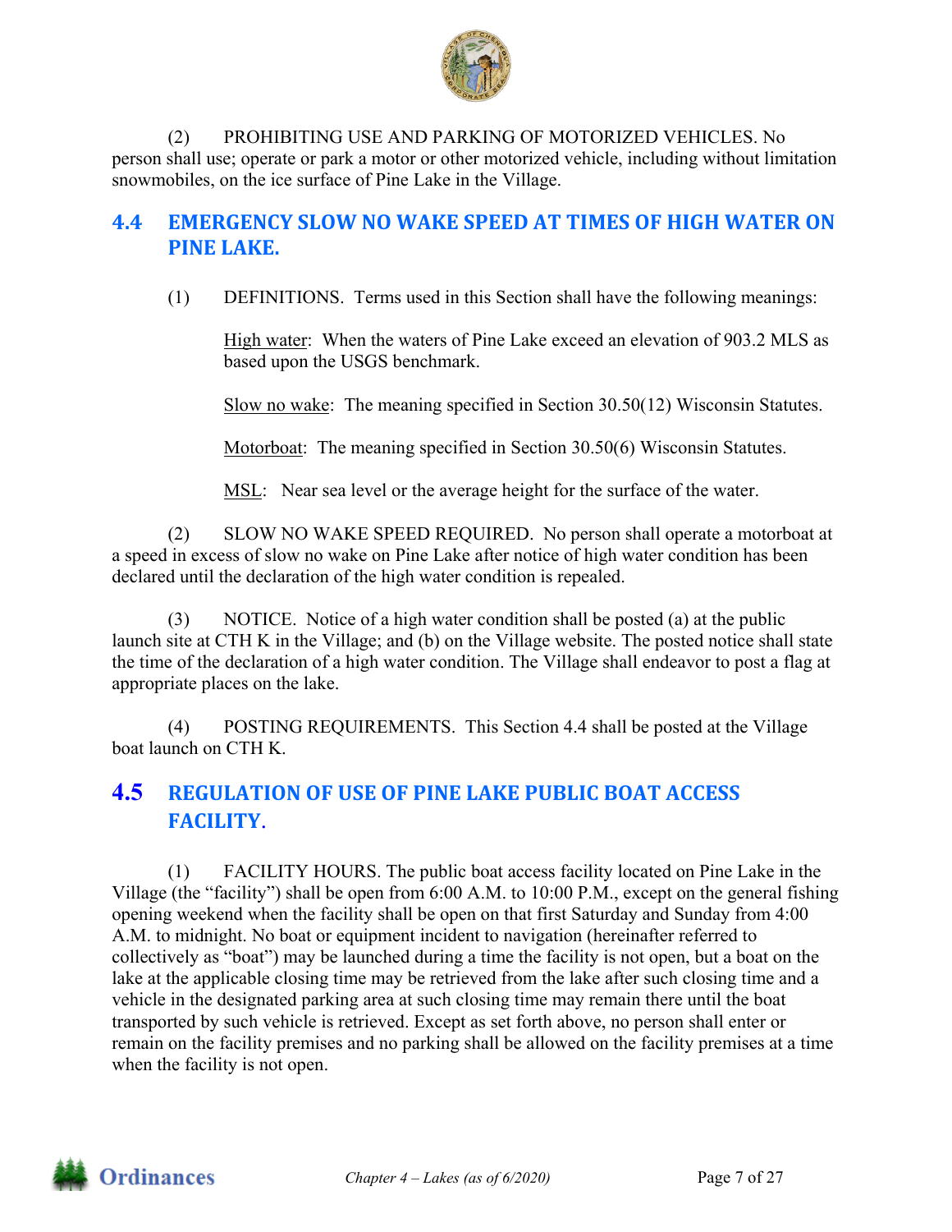(2) PROHIBITING USE AND PARKING OF MOTORIZED VEHICLES. No person shall use; operate or park a motor or other motorized vehicle, including without limitation snowmobiles, on the ice surface of Pine Lake in the Village.

## 4.4 EMERGENCY SLOW NO WAKE SPEED AT TIMES OF HIGH WATER ON PINE LAKE.

(1) DEFINITIONS. Terms used in this Section shall have the following meanings:

<u>High water</u>: When the waters of Pine Lake exceed an elevation of 903.2 MLS as based upon the USGS benchmark.

<u>Slow no wake</u>: The meaning specified in Section 30.50(12) Wisconsin Statutes.

<u>Motorboat</u>: The meaning specified in Section 30.50(6) Wisconsin Statutes.

<u>MSL</u>: Near sea level or the average height for the surface of the water.

(2) SLOW NO WAKE SPEED REQUIRED. No person shall operate a motorboat at a speed in excess of slow no wake on Pine Lake after notice of high water condition has been declared until the declaration of the high water condition is repealed.

(3) NOTICE. Notice of a high water condition shall be posted (a) at the public launch site at CTH K in the Village; and (b) on the Village website. The posted notice shall state the time of the declaration of a high water condition. The Village shall endeavor to post a flag at appropriate places on the lake.

(4) POSTING REQUIREMENTS. This Section 4.4 shall be posted at the Village boat launch on CTH K.

## 4.5 REGULATION OF USE OF PINE LAKE PUBLIC BOAT ACCESS FACILITY.

(1) FACILITY HOURS. The public boat access facility located on Pine Lake in the Village (the "facility") shall be open from 6:00 A.M. to 10:00 P.M., except on the general fishing opening weekend when the facility shall be open on that first Saturday and Sunday from 4:00 A.M. to midnight. No boat or equipment incident to navigation (hereinafter referred to collectively as "boat") may be launched during a time the facility is not open, but a boat on the lake at the applicable closing time may be retrieved from the lake after such closing time and a vehicle in the designated parking area at such closing time may remain there until the boat transported by such vehicle is retrieved. Except as set forth above, no person shall enter or remain on the facility premises and no parking shall be allowed on the facility premises at a time when the facility is not open.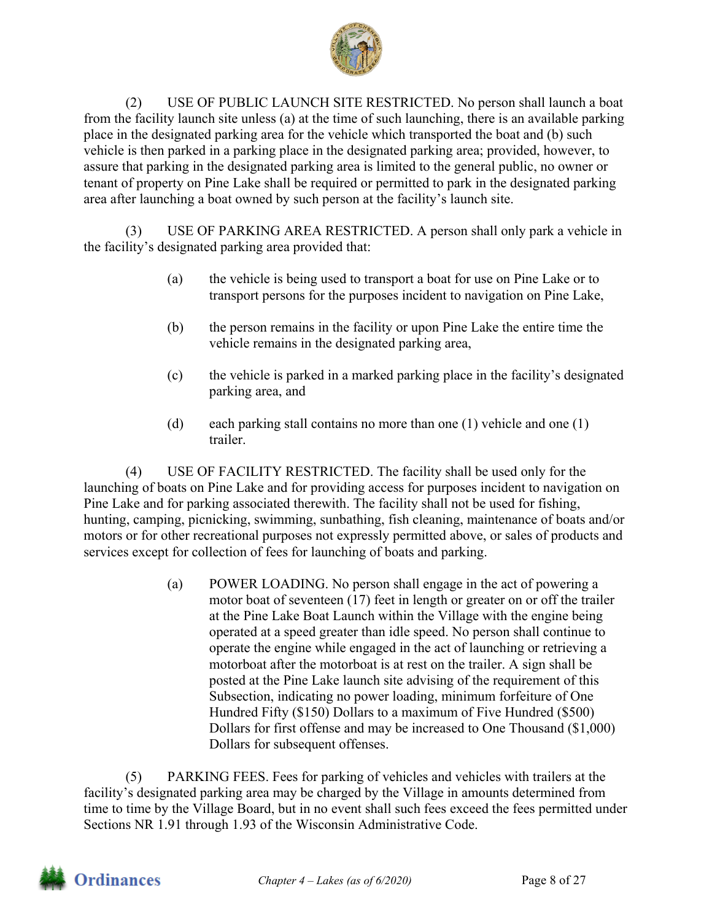(2) USE OF PUBLIC LAUNCH SITE RESTRICTED. No person shall launch a boat from the facility launch site unless (a) at the time of such launching, there is an available parking place in the designated parking area for the vehicle which transported the boat and (b) such vehicle is then parked in a parking place in the designated parking area; provided, however, to assure that parking in the designated parking area is limited to the general public, no owner or tenant of property on Pine Lake shall be required or permitted to park in the designated parking area after launching a boat owned by such person at the facility's launch site.

(3) USE OF PARKING AREA RESTRICTED. A person shall only park a vehicle in the facility's designated parking area provided that:

> (a) the vehicle is being used to transport a boat for use on Pine Lake or to transport persons for the purposes incident to navigation on Pine Lake,
>
> (b) the person remains in the facility or upon Pine Lake the entire time the vehicle remains in the designated parking area,
>
> (c) the vehicle is parked in a marked parking place in the facility's designated parking area, and
>
> (d) each parking stall contains no more than one (1) vehicle and one (1) trailer.

(4) USE OF FACILITY RESTRICTED. The facility shall be used only for the launching of boats on Pine Lake and for providing access for purposes incident to navigation on Pine Lake and for parking associated therewith. The facility shall not be used for fishing, hunting, camping, picnicking, swimming, sunbathing, fish cleaning, maintenance of boats and/or motors or for other recreational purposes not expressly permitted above, or sales of products and services except for collection of fees for launching of boats and parking.

> (a) POWER LOADING. No person shall engage in the act of powering a motor boat of seventeen (17) feet in length or greater on or off the trailer at the Pine Lake Boat Launch within the Village with the engine being operated at a speed greater than idle speed. No person shall continue to operate the engine while engaged in the act of launching or retrieving a motorboat after the motorboat is at rest on the trailer. A sign shall be posted at the Pine Lake launch site advising of the requirement of this Subsection, indicating no power loading, minimum forfeiture of One Hundred Fifty ($150) Dollars to a maximum of Five Hundred ($500) Dollars for first offense and may be increased to One Thousand ($1,000) Dollars for subsequent offenses.

(5) PARKING FEES. Fees for parking of vehicles and vehicles with trailers at the facility's designated parking area may be charged by the Village in amounts determined from time to time by the Village Board, but in no event shall such fees exceed the fees permitted under Sections NR 1.91 through 1.93 of the Wisconsin Administrative Code.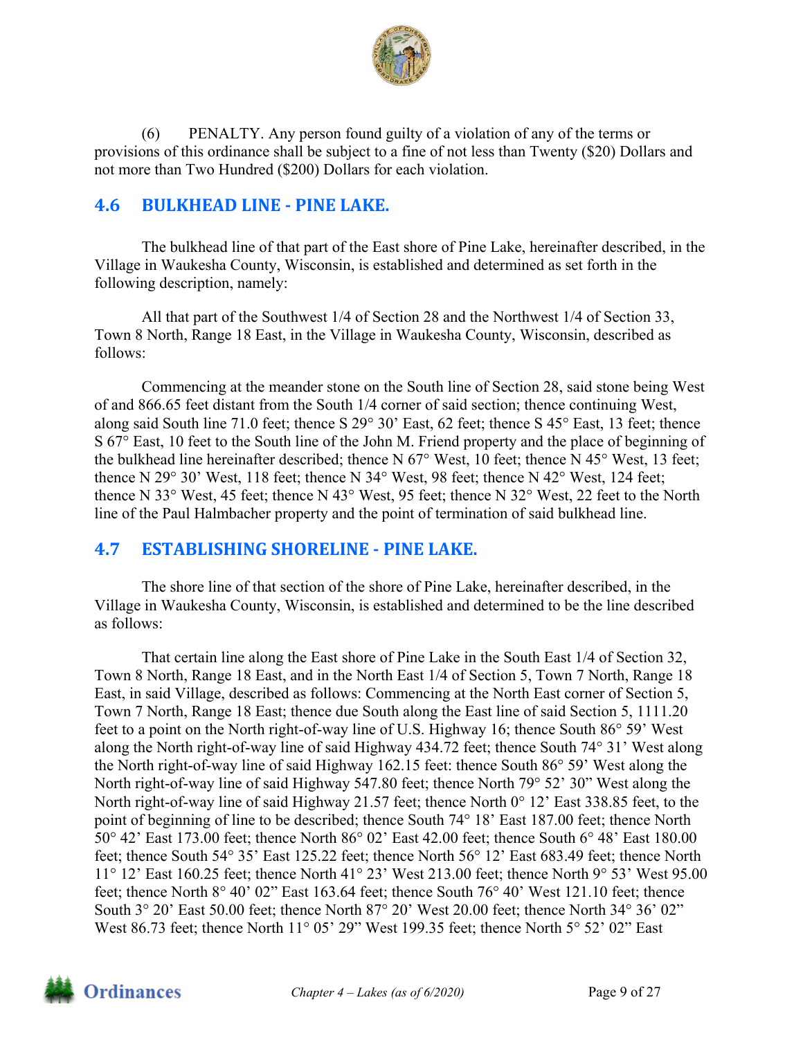(6) PENALTY. Any person found guilty of a violation of any of the terms or provisions of this ordinance shall be subject to a fine of not less than Twenty ($20) Dollars and not more than Two Hundred ($200) Dollars for each violation.

## 4.6 BULKHEAD LINE - PINE LAKE.

The bulkhead line of that part of the East shore of Pine Lake, hereinafter described, in the Village in Waukesha County, Wisconsin, is established and determined as set forth in the following description, namely:

All that part of the Southwest 1/4 of Section 28 and the Northwest 1/4 of Section 33, Town 8 North, Range 18 East, in the Village in Waukesha County, Wisconsin, described as follows:

Commencing at the meander stone on the South line of Section 28, said stone being West of and 866.65 feet distant from the South 1/4 corner of said section; thence continuing West, along said South line 71.0 feet; thence S 29° 30' East, 62 feet; thence S 45° East, 13 feet; thence S 67° East, 10 feet to the South line of the John M. Friend property and the place of beginning of the bulkhead line hereinafter described; thence N 67° West, 10 feet; thence N 45° West, 13 feet; thence N 29° 30' West, 118 feet; thence N 34° West, 98 feet; thence N 42° West, 124 feet; thence N 33° West, 45 feet; thence N 43° West, 95 feet; thence N 32° West, 22 feet to the North line of the Paul Halmbacher property and the point of termination of said bulkhead line.

## 4.7 ESTABLISHING SHORELINE - PINE LAKE.

The shore line of that section of the shore of Pine Lake, hereinafter described, in the Village in Waukesha County, Wisconsin, is established and determined to be the line described as follows:

That certain line along the East shore of Pine Lake in the South East 1/4 of Section 32, Town 8 North, Range 18 East, and in the North East 1/4 of Section 5, Town 7 North, Range 18 East, in said Village, described as follows: Commencing at the North East corner of Section 5, Town 7 North, Range 18 East; thence due South along the East line of said Section 5, 1111.20 feet to a point on the North right-of-way line of U.S. Highway 16; thence South 86° 59' West along the North right-of-way line of said Highway 434.72 feet; thence South 74° 31' West along the North right-of-way line of said Highway 162.15 feet: thence South 86° 59' West along the North right-of-way line of said Highway 547.80 feet; thence North 79° 52' 30" West along the North right-of-way line of said Highway 21.57 feet; thence North 0° 12' East 338.85 feet, to the point of beginning of line to be described; thence South 74° 18' East 187.00 feet; thence North 50° 42' East 173.00 feet; thence North 86° 02' East 42.00 feet; thence South 6° 48' East 180.00 feet; thence South 54° 35' East 125.22 feet; thence North 56° 12' East 683.49 feet; thence North 11° 12' East 160.25 feet; thence North 41° 23' West 213.00 feet; thence North 9° 53' West 95.00 feet; thence North 8° 40' 02" East 163.64 feet; thence South 76° 40' West 121.10 feet; thence South 3° 20' East 50.00 feet; thence North 87° 20' West 20.00 feet; thence North 34° 36' 02" West 86.73 feet; thence North 11° 05' 29" West 199.35 feet; thence North 5° 52' 02" East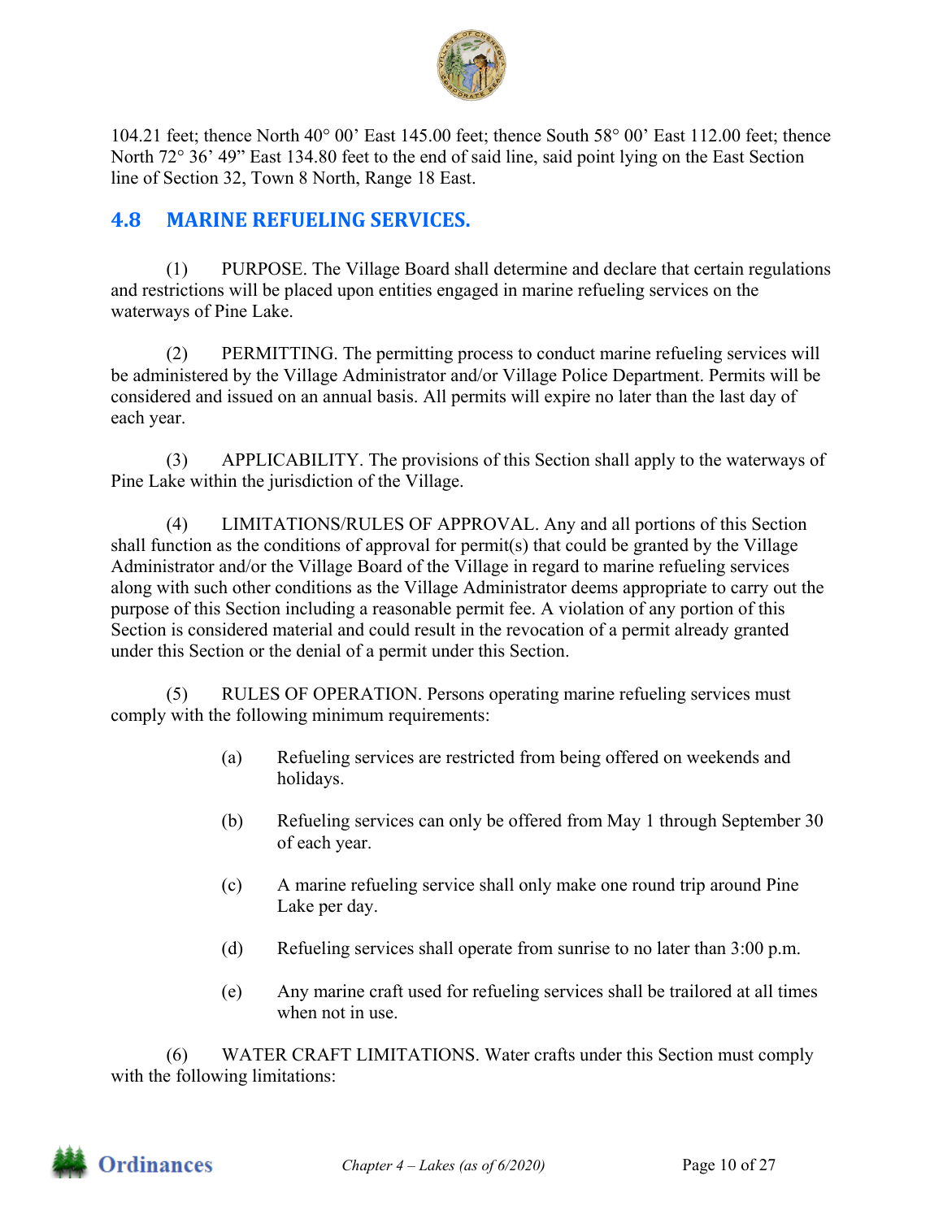104.21 feet; thence North 40° 00’ East 145.00 feet; thence South 58° 00’ East 112.00 feet; thence North 72° 36’ 49” East 134.80 feet to the end of said line, said point lying on the East Section line of Section 32, Town 8 North, Range 18 East.

## 4.8 MARINE REFUELING SERVICES.

(1) PURPOSE. The Village Board shall determine and declare that certain regulations and restrictions will be placed upon entities engaged in marine refueling services on the waterways of Pine Lake.

(2) PERMITTING. The permitting process to conduct marine refueling services will be administered by the Village Administrator and/or Village Police Department. Permits will be considered and issued on an annual basis. All permits will expire no later than the last day of each year.

(3) APPLICABILITY. The provisions of this Section shall apply to the waterways of Pine Lake within the jurisdiction of the Village.

(4) LIMITATIONS/RULES OF APPROVAL. Any and all portions of this Section shall function as the conditions of approval for permit(s) that could be granted by the Village Administrator and/or the Village Board of the Village in regard to marine refueling services along with such other conditions as the Village Administrator deems appropriate to carry out the purpose of this Section including a reasonable permit fee. A violation of any portion of this Section is considered material and could result in the revocation of a permit already granted under this Section or the denial of a permit under this Section.

(5) RULES OF OPERATION. Persons operating marine refueling services must comply with the following minimum requirements:

- (a) Refueling services are restricted from being offered on weekends and holidays.
- (b) Refueling services can only be offered from May 1 through September 30 of each year.
- (c) A marine refueling service shall only make one round trip around Pine Lake per day.
- (d) Refueling services shall operate from sunrise to no later than 3:00 p.m.
- (e) Any marine craft used for refueling services shall be trailored at all times when not in use.

(6) WATER CRAFT LIMITATIONS. Water crafts under this Section must comply with the following limitations: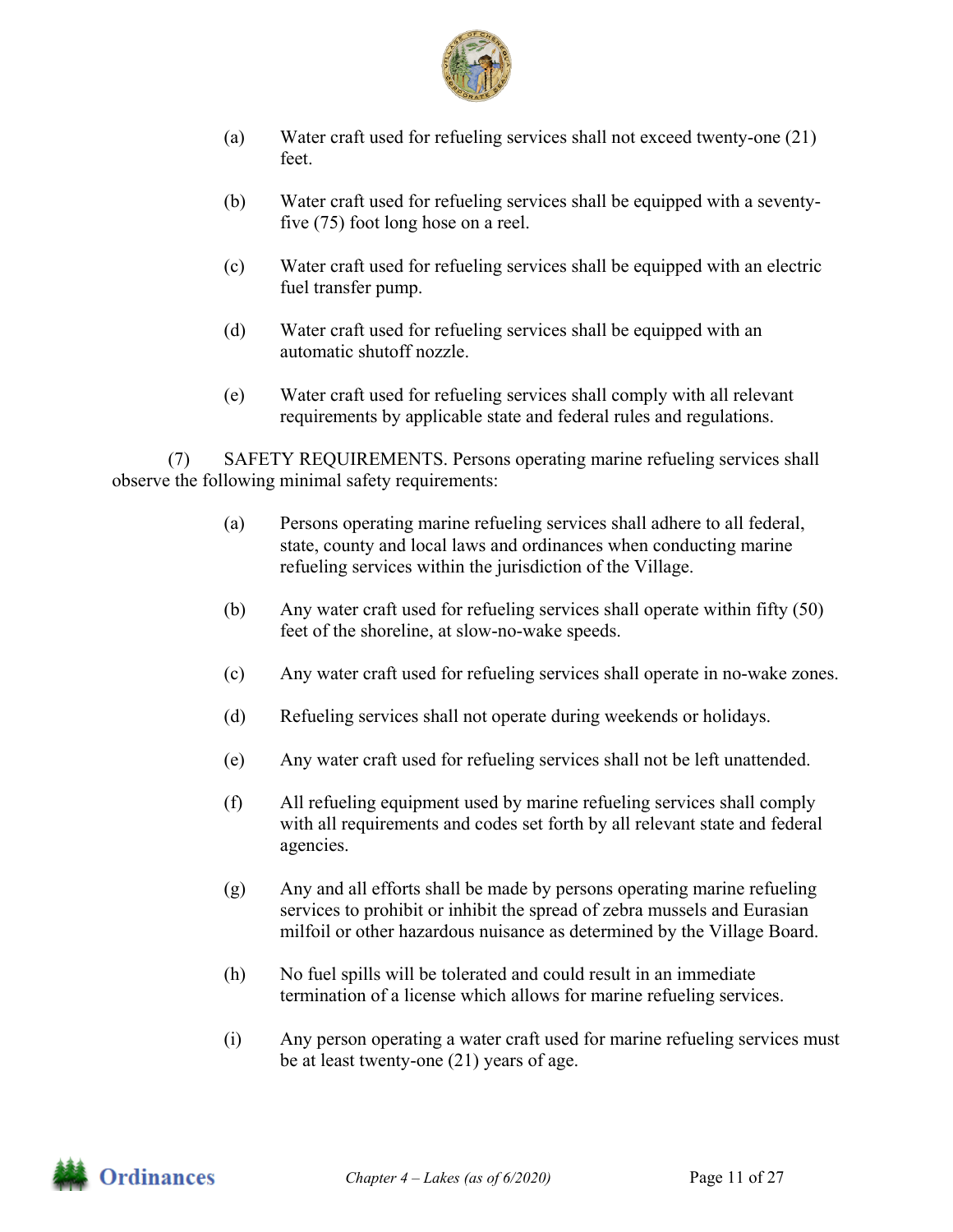(a) Water craft used for refueling services shall not exceed twenty-one (21) feet.

(b) Water craft used for refueling services shall be equipped with a seventy-five (75) foot long hose on a reel.

(c) Water craft used for refueling services shall be equipped with an electric fuel transfer pump.

(d) Water craft used for refueling services shall be equipped with an automatic shutoff nozzle.

(e) Water craft used for refueling services shall comply with all relevant requirements by applicable state and federal rules and regulations.

(7) SAFETY REQUIREMENTS. Persons operating marine refueling services shall observe the following minimal safety requirements:

(a) Persons operating marine refueling services shall adhere to all federal, state, county and local laws and ordinances when conducting marine refueling services within the jurisdiction of the Village.

(b) Any water craft used for refueling services shall operate within fifty (50) feet of the shoreline, at slow-no-wake speeds.

(c) Any water craft used for refueling services shall operate in no-wake zones.

(d) Refueling services shall not operate during weekends or holidays.

(e) Any water craft used for refueling services shall not be left unattended.

(f) All refueling equipment used by marine refueling services shall comply with all requirements and codes set forth by all relevant state and federal agencies.

(g) Any and all efforts shall be made by persons operating marine refueling services to prohibit or inhibit the spread of zebra mussels and Eurasian milfoil or other hazardous nuisance as determined by the Village Board.

(h) No fuel spills will be tolerated and could result in an immediate termination of a license which allows for marine refueling services.

(i) Any person operating a water craft used for marine refueling services must be at least twenty-one (21) years of age.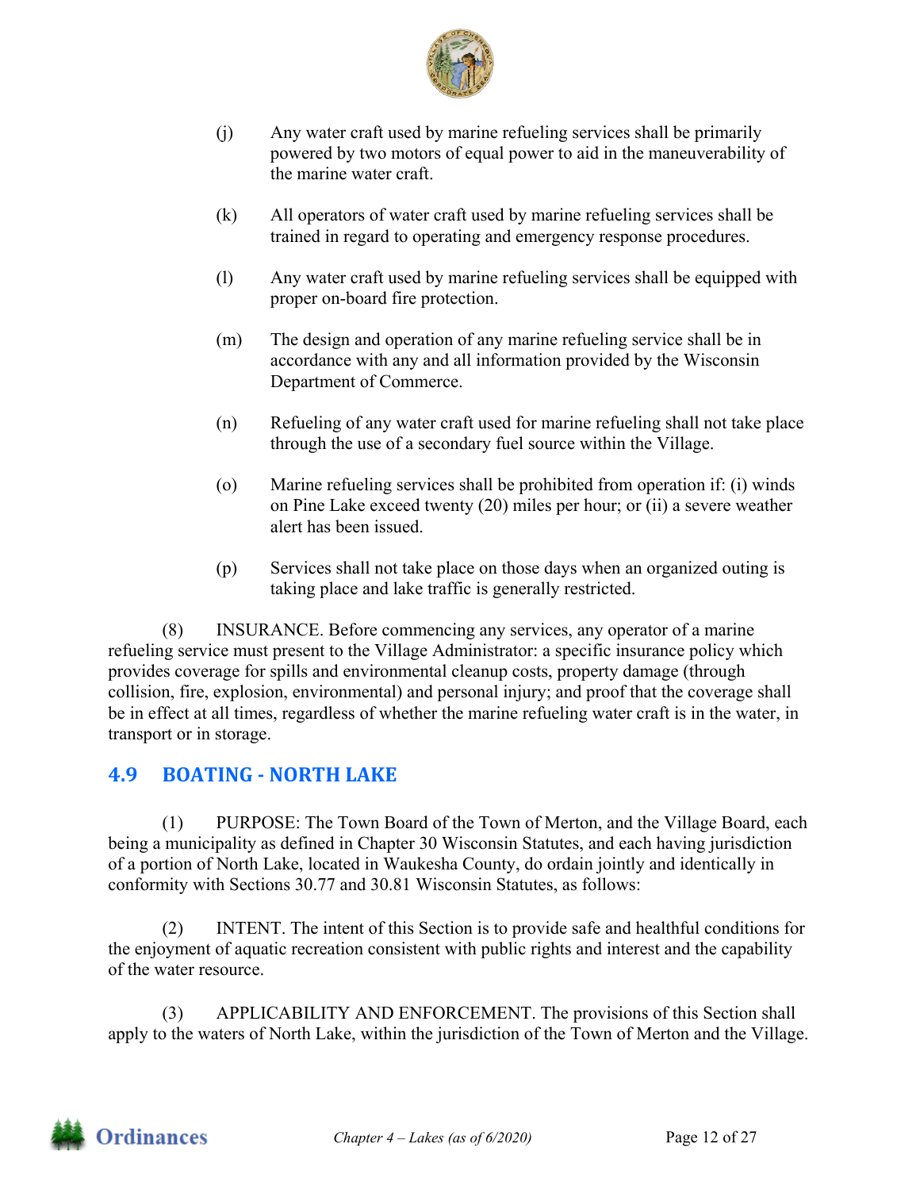(j) Any water craft used by marine refueling services shall be primarily powered by two motors of equal power to aid in the maneuverability of the marine water craft.

(k) All operators of water craft used by marine refueling services shall be trained in regard to operating and emergency response procedures.

(l) Any water craft used by marine refueling services shall be equipped with proper on-board fire protection.

(m) The design and operation of any marine refueling service shall be in accordance with any and all information provided by the Wisconsin Department of Commerce.

(n) Refueling of any water craft used for marine refueling shall not take place through the use of a secondary fuel source within the Village.

(o) Marine refueling services shall be prohibited from operation if: (i) winds on Pine Lake exceed twenty (20) miles per hour; or (ii) a severe weather alert has been issued.

(p) Services shall not take place on those days when an organized outing is taking place and lake traffic is generally restricted.

(8) INSURANCE. Before commencing any services, any operator of a marine refueling service must present to the Village Administrator: a specific insurance policy which provides coverage for spills and environmental cleanup costs, property damage (through collision, fire, explosion, environmental) and personal injury; and proof that the coverage shall be in effect at all times, regardless of whether the marine refueling water craft is in the water, in transport or in storage.

## 4.9 BOATING - NORTH LAKE

(1) PURPOSE: The Town Board of the Town of Merton, and the Village Board, each being a municipality as defined in Chapter 30 Wisconsin Statutes, and each having jurisdiction of a portion of North Lake, located in Waukesha County, do ordain jointly and identically in conformity with Sections 30.77 and 30.81 Wisconsin Statutes, as follows:

(2) INTENT. The intent of this Section is to provide safe and healthful conditions for the enjoyment of aquatic recreation consistent with public rights and interest and the capability of the water resource.

(3) APPLICABILITY AND ENFORCEMENT. The provisions of this Section shall apply to the waters of North Lake, within the jurisdiction of the Town of Merton and the Village.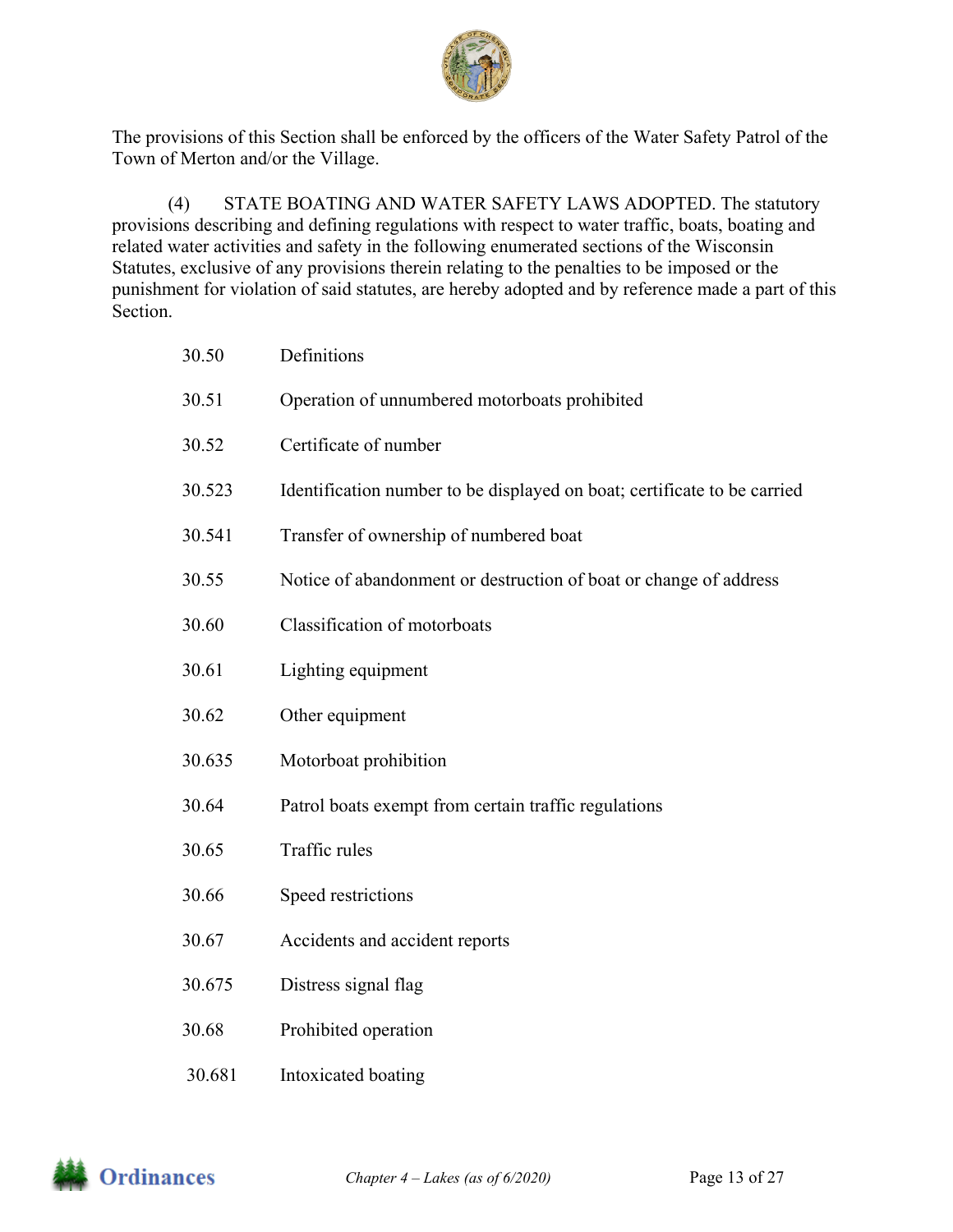The provisions of this Section shall be enforced by the officers of the Water Safety Patrol of the Town of Merton and/or the Village.

(4) STATE BOATING AND WATER SAFETY LAWS ADOPTED. The statutory provisions describing and defining regulations with respect to water traffic, boats, boating and related water activities and safety in the following enumerated sections of the Wisconsin Statutes, exclusive of any provisions therein relating to the penalties to be imposed or the punishment for violation of said statutes, are hereby adopted and by reference made a part of this Section.

| | |
|---|---|
| 30.50 | Definitions |
| 30.51 | Operation of unnumbered motorboats prohibited |
| 30.52 | Certificate of number |
| 30.523 | Identification number to be displayed on boat; certificate to be carried |
| 30.541 | Transfer of ownership of numbered boat |
| 30.55 | Notice of abandonment or destruction of boat or change of address |
| 30.60 | Classification of motorboats |
| 30.61 | Lighting equipment |
| 30.62 | Other equipment |
| 30.635 | Motorboat prohibition |
| 30.64 | Patrol boats exempt from certain traffic regulations |
| 30.65 | Traffic rules |
| 30.66 | Speed restrictions |
| 30.67 | Accidents and accident reports |
| 30.675 | Distress signal flag |
| 30.68 | Prohibited operation |
| 30.681 | Intoxicated boating |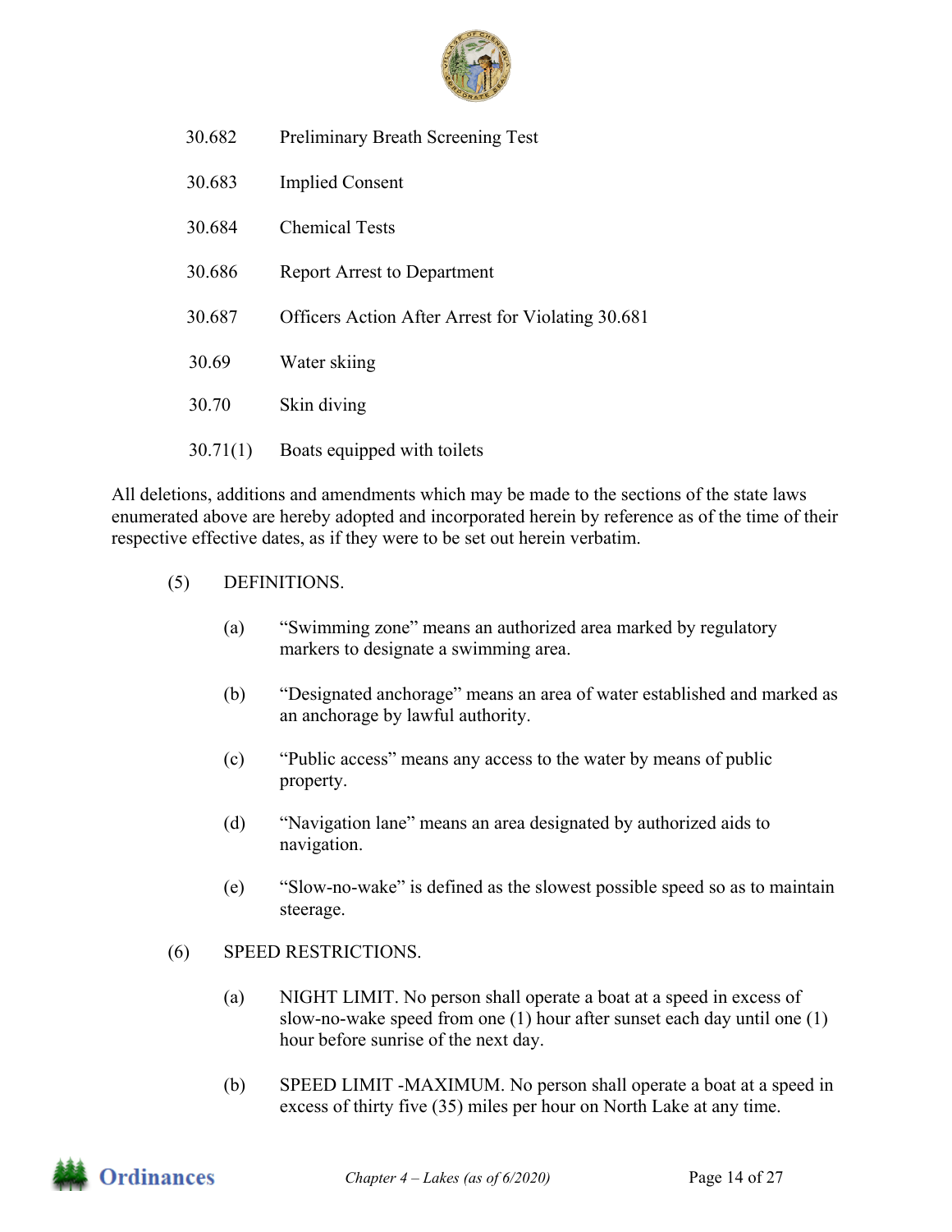| | |
|---|---|
| 30.682 | Preliminary Breath Screening Test |
| 30.683 | Implied Consent |
| 30.684 | Chemical Tests |
| 30.686 | Report Arrest to Department |
| 30.687 | Officers Action After Arrest for Violating 30.681 |
| 30.69 | Water skiing |
| 30.70 | Skin diving |
| 30.71(1) | Boats equipped with toilets |

All deletions, additions and amendments which may be made to the sections of the state laws enumerated above are hereby adopted and incorporated herein by reference as of the time of their respective effective dates, as if they were to be set out herein verbatim.

(5) DEFINITIONS.

(a) "Swimming zone" means an authorized area marked by regulatory markers to designate a swimming area.

(b) "Designated anchorage" means an area of water established and marked as an anchorage by lawful authority.

(c) "Public access" means any access to the water by means of public property.

(d) "Navigation lane" means an area designated by authorized aids to navigation.

(e) "Slow-no-wake" is defined as the slowest possible speed so as to maintain steerage.

(6) SPEED RESTRICTIONS.

(a) NIGHT LIMIT. No person shall operate a boat at a speed in excess of slow-no-wake speed from one (1) hour after sunset each day until one (1) hour before sunrise of the next day.

(b) SPEED LIMIT -MAXIMUM. No person shall operate a boat at a speed in excess of thirty five (35) miles per hour on North Lake at any time.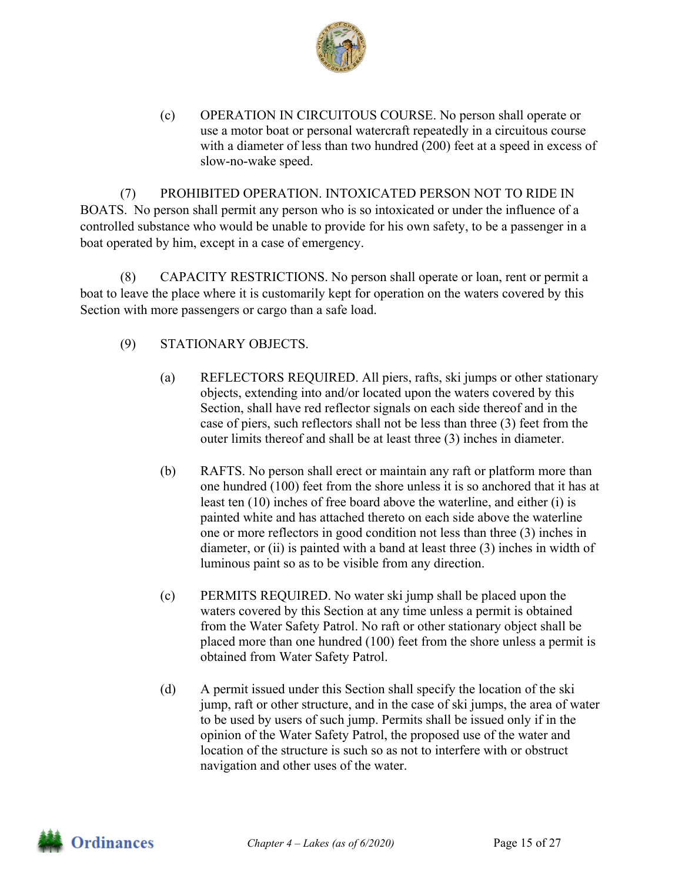(c) OPERATION IN CIRCUITOUS COURSE. No person shall operate or use a motor boat or personal watercraft repeatedly in a circuitous course with a diameter of less than two hundred (200) feet at a speed in excess of slow-no-wake speed.

(7) PROHIBITED OPERATION. INTOXICATED PERSON NOT TO RIDE IN BOATS. No person shall permit any person who is so intoxicated or under the influence of a controlled substance who would be unable to provide for his own safety, to be a passenger in a boat operated by him, except in a case of emergency.

(8) CAPACITY RESTRICTIONS. No person shall operate or loan, rent or permit a boat to leave the place where it is customarily kept for operation on the waters covered by this Section with more passengers or cargo than a safe load.

(9) STATIONARY OBJECTS.

(a) REFLECTORS REQUIRED. All piers, rafts, ski jumps or other stationary objects, extending into and/or located upon the waters covered by this Section, shall have red reflector signals on each side thereof and in the case of piers, such reflectors shall not be less than three (3) feet from the outer limits thereof and shall be at least three (3) inches in diameter.

(b) RAFTS. No person shall erect or maintain any raft or platform more than one hundred (100) feet from the shore unless it is so anchored that it has at least ten (10) inches of free board above the waterline, and either (i) is painted white and has attached thereto on each side above the waterline one or more reflectors in good condition not less than three (3) inches in diameter, or (ii) is painted with a band at least three (3) inches in width of luminous paint so as to be visible from any direction.

(c) PERMITS REQUIRED. No water ski jump shall be placed upon the waters covered by this Section at any time unless a permit is obtained from the Water Safety Patrol. No raft or other stationary object shall be placed more than one hundred (100) feet from the shore unless a permit is obtained from Water Safety Patrol.

(d) A permit issued under this Section shall specify the location of the ski jump, raft or other structure, and in the case of ski jumps, the area of water to be used by users of such jump. Permits shall be issued only if in the opinion of the Water Safety Patrol, the proposed use of the water and location of the structure is such so as not to interfere with or obstruct navigation and other uses of the water.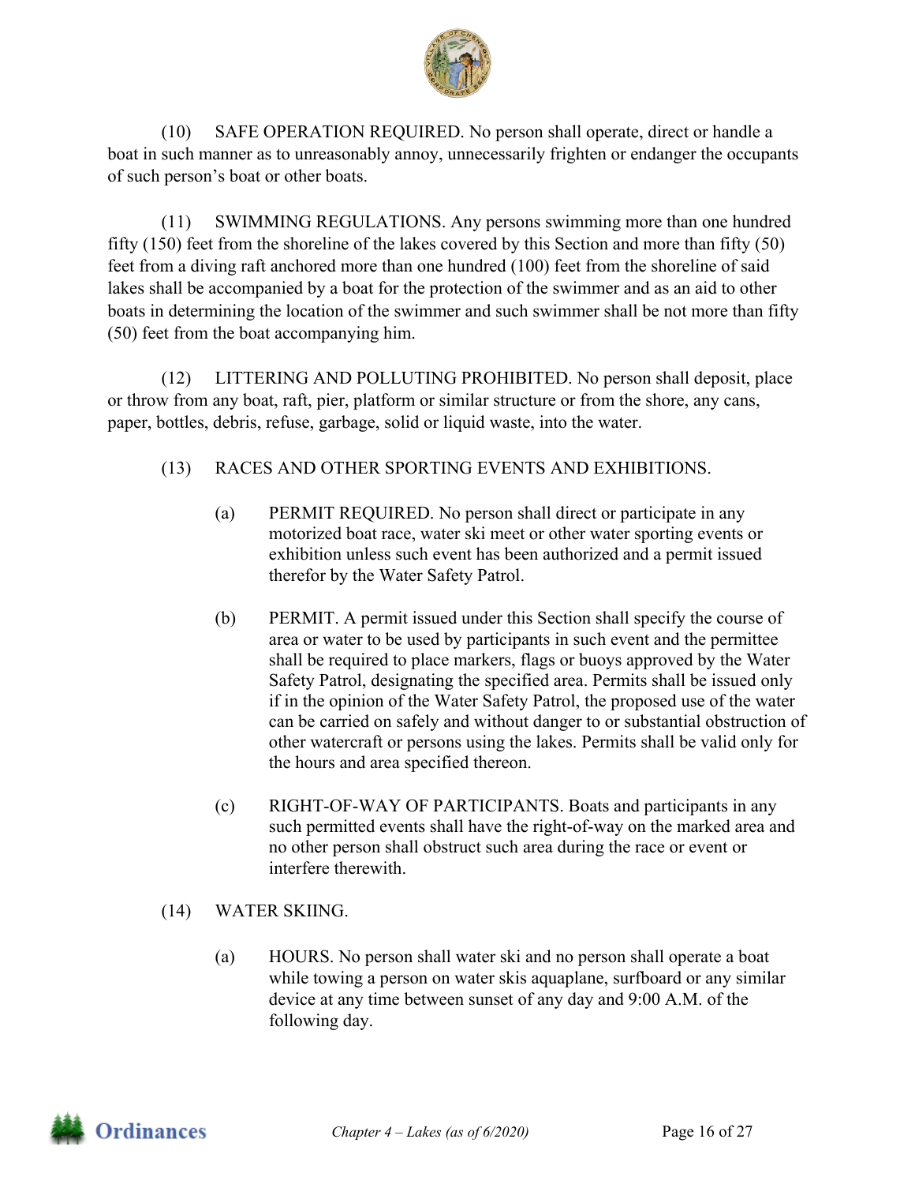(10) SAFE OPERATION REQUIRED. No person shall operate, direct or handle a boat in such manner as to unreasonably annoy, unnecessarily frighten or endanger the occupants of such person's boat or other boats.

(11) SWIMMING REGULATIONS. Any persons swimming more than one hundred fifty (150) feet from the shoreline of the lakes covered by this Section and more than fifty (50) feet from a diving raft anchored more than one hundred (100) feet from the shoreline of said lakes shall be accompanied by a boat for the protection of the swimmer and as an aid to other boats in determining the location of the swimmer and such swimmer shall be not more than fifty (50) feet from the boat accompanying him.

(12) LITTERING AND POLLUTING PROHIBITED. No person shall deposit, place or throw from any boat, raft, pier, platform or similar structure or from the shore, any cans, paper, bottles, debris, refuse, garbage, solid or liquid waste, into the water.

(13) RACES AND OTHER SPORTING EVENTS AND EXHIBITIONS.

(a) PERMIT REQUIRED. No person shall direct or participate in any motorized boat race, water ski meet or other water sporting events or exhibition unless such event has been authorized and a permit issued therefor by the Water Safety Patrol.

(b) PERMIT. A permit issued under this Section shall specify the course of area or water to be used by participants in such event and the permittee shall be required to place markers, flags or buoys approved by the Water Safety Patrol, designating the specified area. Permits shall be issued only if in the opinion of the Water Safety Patrol, the proposed use of the water can be carried on safely and without danger to or substantial obstruction of other watercraft or persons using the lakes. Permits shall be valid only for the hours and area specified thereon.

(c) RIGHT-OF-WAY OF PARTICIPANTS. Boats and participants in any such permitted events shall have the right-of-way on the marked area and no other person shall obstruct such area during the race or event or interfere therewith.

(14) WATER SKIING.

(a) HOURS. No person shall water ski and no person shall operate a boat while towing a person on water skis aquaplane, surfboard or any similar device at any time between sunset of any day and 9:00 A.M. of the following day.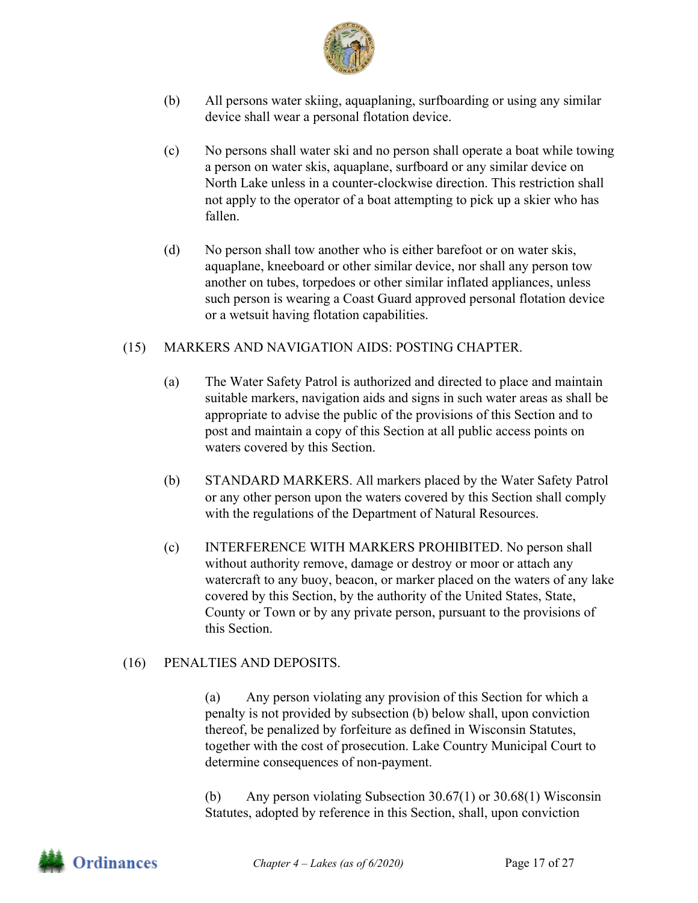(b) All persons water skiing, aquaplaning, surfboarding or using any similar device shall wear a personal flotation device.

(c) No persons shall water ski and no person shall operate a boat while towing a person on water skis, aquaplane, surfboard or any similar device on North Lake unless in a counter-clockwise direction. This restriction shall not apply to the operator of a boat attempting to pick up a skier who has fallen.

(d) No person shall tow another who is either barefoot or on water skis, aquaplane, kneeboard or other similar device, nor shall any person tow another on tubes, torpedoes or other similar inflated appliances, unless such person is wearing a Coast Guard approved personal flotation device or a wetsuit having flotation capabilities.

(15) MARKERS AND NAVIGATION AIDS: POSTING CHAPTER.

(a) The Water Safety Patrol is authorized and directed to place and maintain suitable markers, navigation aids and signs in such water areas as shall be appropriate to advise the public of the provisions of this Section and to post and maintain a copy of this Section at all public access points on waters covered by this Section.

(b) STANDARD MARKERS. All markers placed by the Water Safety Patrol or any other person upon the waters covered by this Section shall comply with the regulations of the Department of Natural Resources.

(c) INTERFERENCE WITH MARKERS PROHIBITED. No person shall without authority remove, damage or destroy or moor or attach any watercraft to any buoy, beacon, or marker placed on the waters of any lake covered by this Section, by the authority of the United States, State, County or Town or by any private person, pursuant to the provisions of this Section.

(16) PENALTIES AND DEPOSITS.

(a) Any person violating any provision of this Section for which a penalty is not provided by subsection (b) below shall, upon conviction thereof, be penalized by forfeiture as defined in Wisconsin Statutes, together with the cost of prosecution. Lake Country Municipal Court to determine consequences of non-payment.

(b) Any person violating Subsection 30.67(1) or 30.68(1) Wisconsin Statutes, adopted by reference in this Section, shall, upon conviction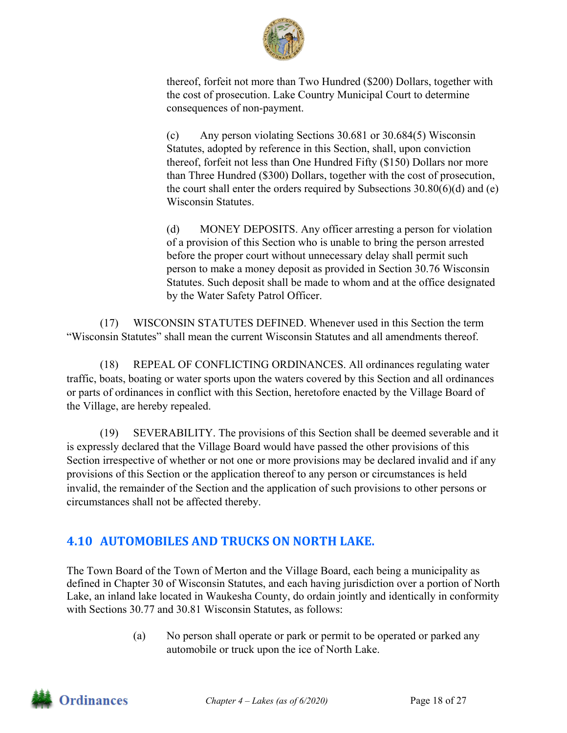thereof, forfeit not more than Two Hundred ($200) Dollars, together with the cost of prosecution. Lake Country Municipal Court to determine consequences of non-payment.

(c) Any person violating Sections 30.681 or 30.684(5) Wisconsin Statutes, adopted by reference in this Section, shall, upon conviction thereof, forfeit not less than One Hundred Fifty ($150) Dollars nor more than Three Hundred ($300) Dollars, together with the cost of prosecution, the court shall enter the orders required by Subsections 30.80(6)(d) and (e) Wisconsin Statutes.

(d) MONEY DEPOSITS. Any officer arresting a person for violation of a provision of this Section who is unable to bring the person arrested before the proper court without unnecessary delay shall permit such person to make a money deposit as provided in Section 30.76 Wisconsin Statutes. Such deposit shall be made to whom and at the office designated by the Water Safety Patrol Officer.

(17) WISCONSIN STATUTES DEFINED. Whenever used in this Section the term "Wisconsin Statutes" shall mean the current Wisconsin Statutes and all amendments thereof.

(18) REPEAL OF CONFLICTING ORDINANCES. All ordinances regulating water traffic, boats, boating or water sports upon the waters covered by this Section and all ordinances or parts of ordinances in conflict with this Section, heretofore enacted by the Village Board of the Village, are hereby repealed.

(19) SEVERABILITY. The provisions of this Section shall be deemed severable and it is expressly declared that the Village Board would have passed the other provisions of this Section irrespective of whether or not one or more provisions may be declared invalid and if any provisions of this Section or the application thereof to any person or circumstances is held invalid, the remainder of the Section and the application of such provisions to other persons or circumstances shall not be affected thereby.

## 4.10 AUTOMOBILES AND TRUCKS ON NORTH LAKE.

The Town Board of the Town of Merton and the Village Board, each being a municipality as defined in Chapter 30 of Wisconsin Statutes, and each having jurisdiction over a portion of North Lake, an inland lake located in Waukesha County, do ordain jointly and identically in conformity with Sections 30.77 and 30.81 Wisconsin Statutes, as follows:

(a) No person shall operate or park or permit to be operated or parked any automobile or truck upon the ice of North Lake.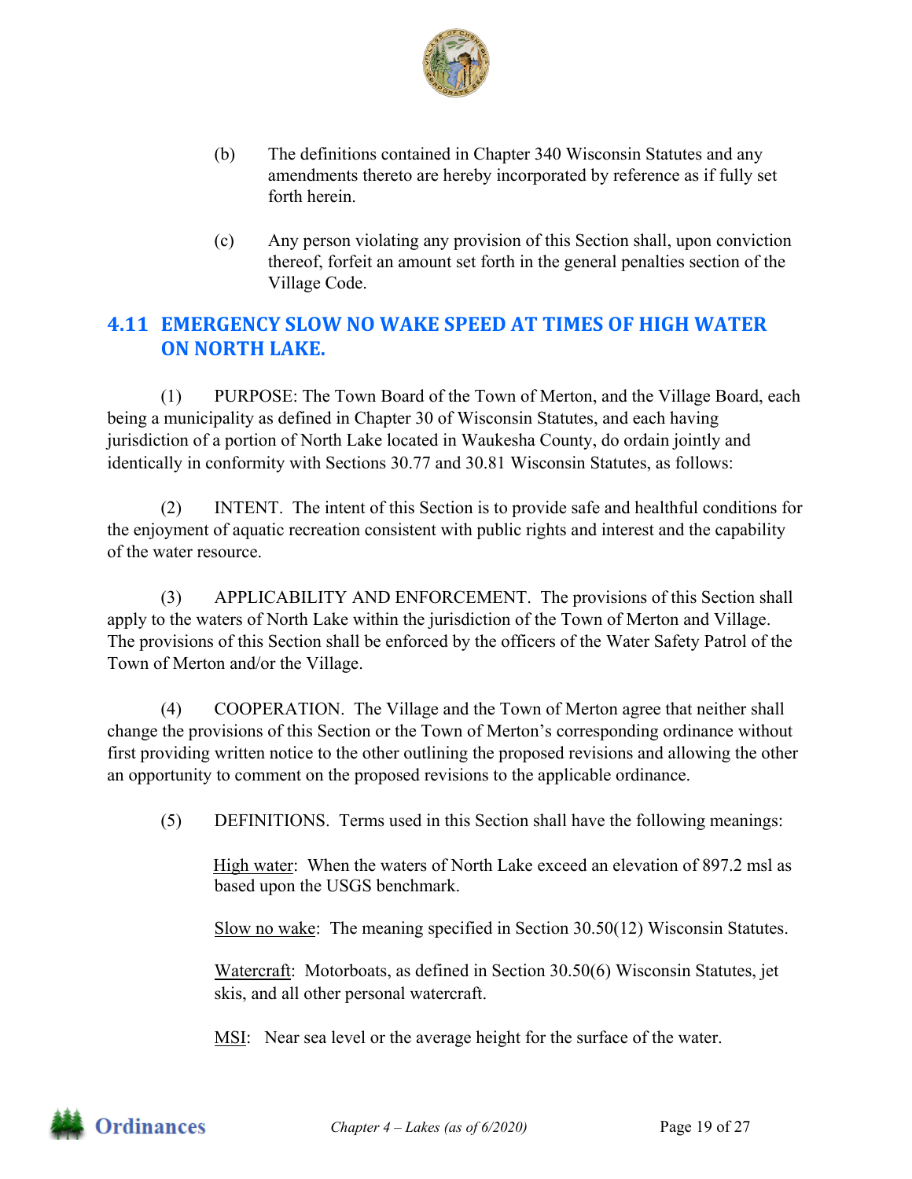(b) The definitions contained in Chapter 340 Wisconsin Statutes and any amendments thereto are hereby incorporated by reference as if fully set forth herein.

(c) Any person violating any provision of this Section shall, upon conviction thereof, forfeit an amount set forth in the general penalties section of the Village Code.

## 4.11 EMERGENCY SLOW NO WAKE SPEED AT TIMES OF HIGH WATER ON NORTH LAKE.

(1) PURPOSE: The Town Board of the Town of Merton, and the Village Board, each being a municipality as defined in Chapter 30 of Wisconsin Statutes, and each having jurisdiction of a portion of North Lake located in Waukesha County, do ordain jointly and identically in conformity with Sections 30.77 and 30.81 Wisconsin Statutes, as follows:

(2) INTENT. The intent of this Section is to provide safe and healthful conditions for the enjoyment of aquatic recreation consistent with public rights and interest and the capability of the water resource.

(3) APPLICABILITY AND ENFORCEMENT. The provisions of this Section shall apply to the waters of North Lake within the jurisdiction of the Town of Merton and Village. The provisions of this Section shall be enforced by the officers of the Water Safety Patrol of the Town of Merton and/or the Village.

(4) COOPERATION. The Village and the Town of Merton agree that neither shall change the provisions of this Section or the Town of Merton's corresponding ordinance without first providing written notice to the other outlining the proposed revisions and allowing the other an opportunity to comment on the proposed revisions to the applicable ordinance.

(5) DEFINITIONS. Terms used in this Section shall have the following meanings:

High water: When the waters of North Lake exceed an elevation of 897.2 msl as based upon the USGS benchmark.

Slow no wake: The meaning specified in Section 30.50(12) Wisconsin Statutes.

Watercraft: Motorboats, as defined in Section 30.50(6) Wisconsin Statutes, jet skis, and all other personal watercraft.

MSI: Near sea level or the average height for the surface of the water.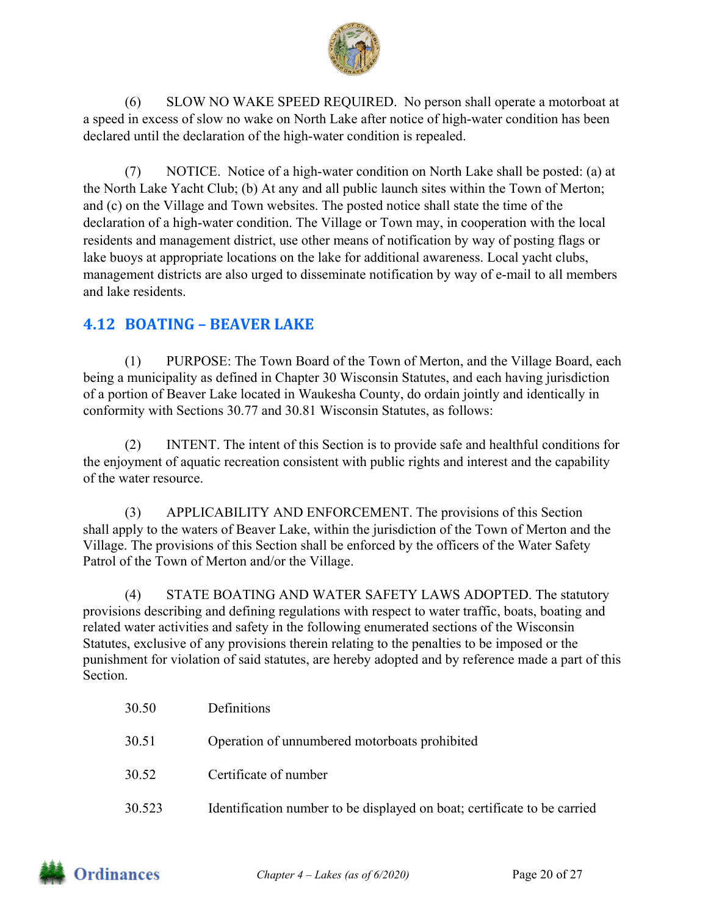(6) SLOW NO WAKE SPEED REQUIRED. No person shall operate a motorboat at a speed in excess of slow no wake on North Lake after notice of high-water condition has been declared until the declaration of the high-water condition is repealed.

(7) NOTICE. Notice of a high-water condition on North Lake shall be posted: (a) at the North Lake Yacht Club; (b) At any and all public launch sites within the Town of Merton; and (c) on the Village and Town websites. The posted notice shall state the time of the declaration of a high-water condition. The Village or Town may, in cooperation with the local residents and management district, use other means of notification by way of posting flags or lake buoys at appropriate locations on the lake for additional awareness. Local yacht clubs, management districts are also urged to disseminate notification by way of e-mail to all members and lake residents.

## 4.12 BOATING – BEAVER LAKE

(1) PURPOSE: The Town Board of the Town of Merton, and the Village Board, each being a municipality as defined in Chapter 30 Wisconsin Statutes, and each having jurisdiction of a portion of Beaver Lake located in Waukesha County, do ordain jointly and identically in conformity with Sections 30.77 and 30.81 Wisconsin Statutes, as follows:

(2) INTENT. The intent of this Section is to provide safe and healthful conditions for the enjoyment of aquatic recreation consistent with public rights and interest and the capability of the water resource.

(3) APPLICABILITY AND ENFORCEMENT. The provisions of this Section shall apply to the waters of Beaver Lake, within the jurisdiction of the Town of Merton and the Village. The provisions of this Section shall be enforced by the officers of the Water Safety Patrol of the Town of Merton and/or the Village.

(4) STATE BOATING AND WATER SAFETY LAWS ADOPTED. The statutory provisions describing and defining regulations with respect to water traffic, boats, boating and related water activities and safety in the following enumerated sections of the Wisconsin Statutes, exclusive of any provisions therein relating to the penalties to be imposed or the punishment for violation of said statutes, are hereby adopted and by reference made a part of this Section.

| | |
|---|---|
| 30.50 | Definitions |
| 30.51 | Operation of unnumbered motorboats prohibited |
| 30.52 | Certificate of number |
| 30.523 | Identification number to be displayed on boat; certificate to be carried |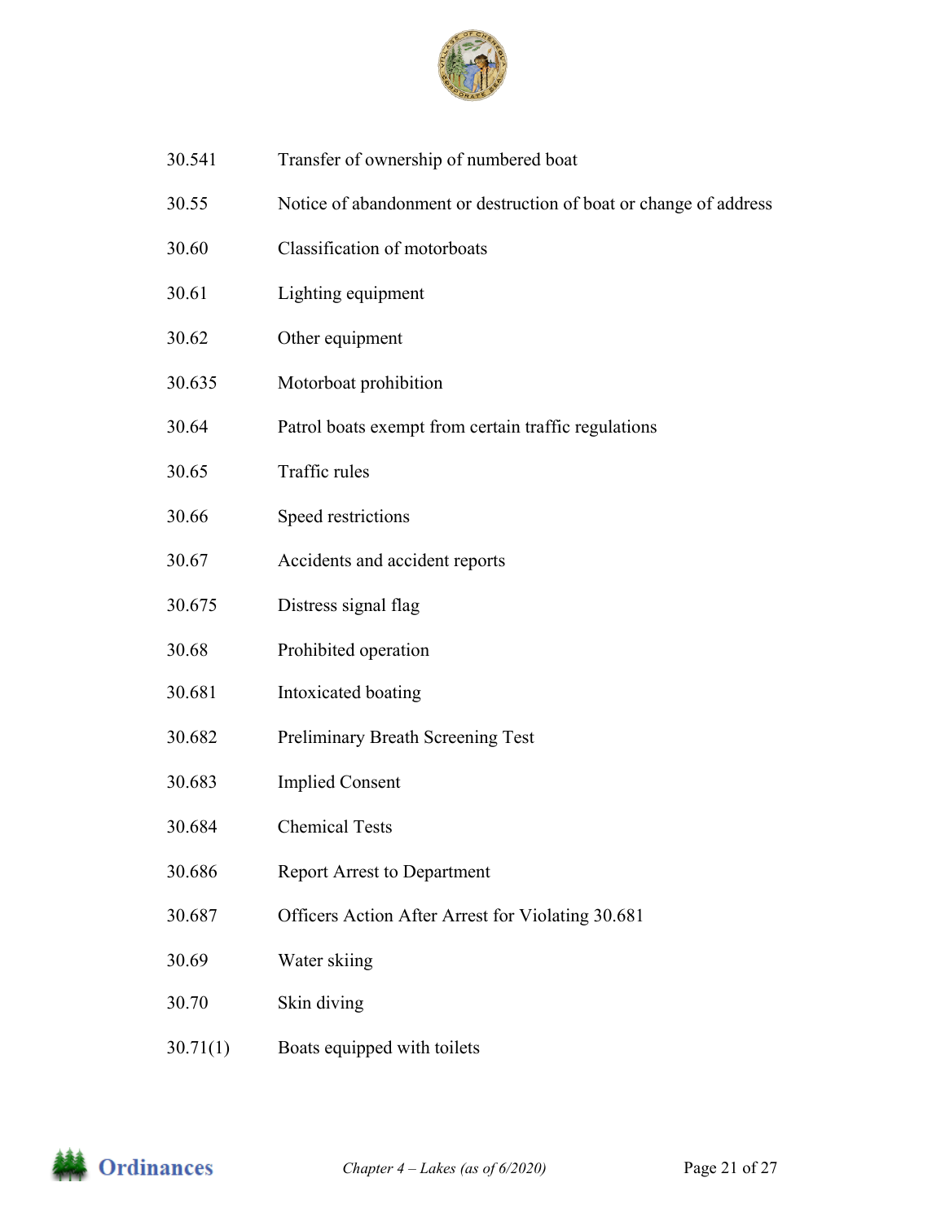| | |
|---|---|
| 30.541 | Transfer of ownership of numbered boat |
| 30.55 | Notice of abandonment or destruction of boat or change of address |
| 30.60 | Classification of motorboats |
| 30.61 | Lighting equipment |
| 30.62 | Other equipment |
| 30.635 | Motorboat prohibition |
| 30.64 | Patrol boats exempt from certain traffic regulations |
| 30.65 | Traffic rules |
| 30.66 | Speed restrictions |
| 30.67 | Accidents and accident reports |
| 30.675 | Distress signal flag |
| 30.68 | Prohibited operation |
| 30.681 | Intoxicated boating |
| 30.682 | Preliminary Breath Screening Test |
| 30.683 | Implied Consent |
| 30.684 | Chemical Tests |
| 30.686 | Report Arrest to Department |
| 30.687 | Officers Action After Arrest for Violating 30.681 |
| 30.69 | Water skiing |
| 30.70 | Skin diving |
| 30.71(1) | Boats equipped with toilets |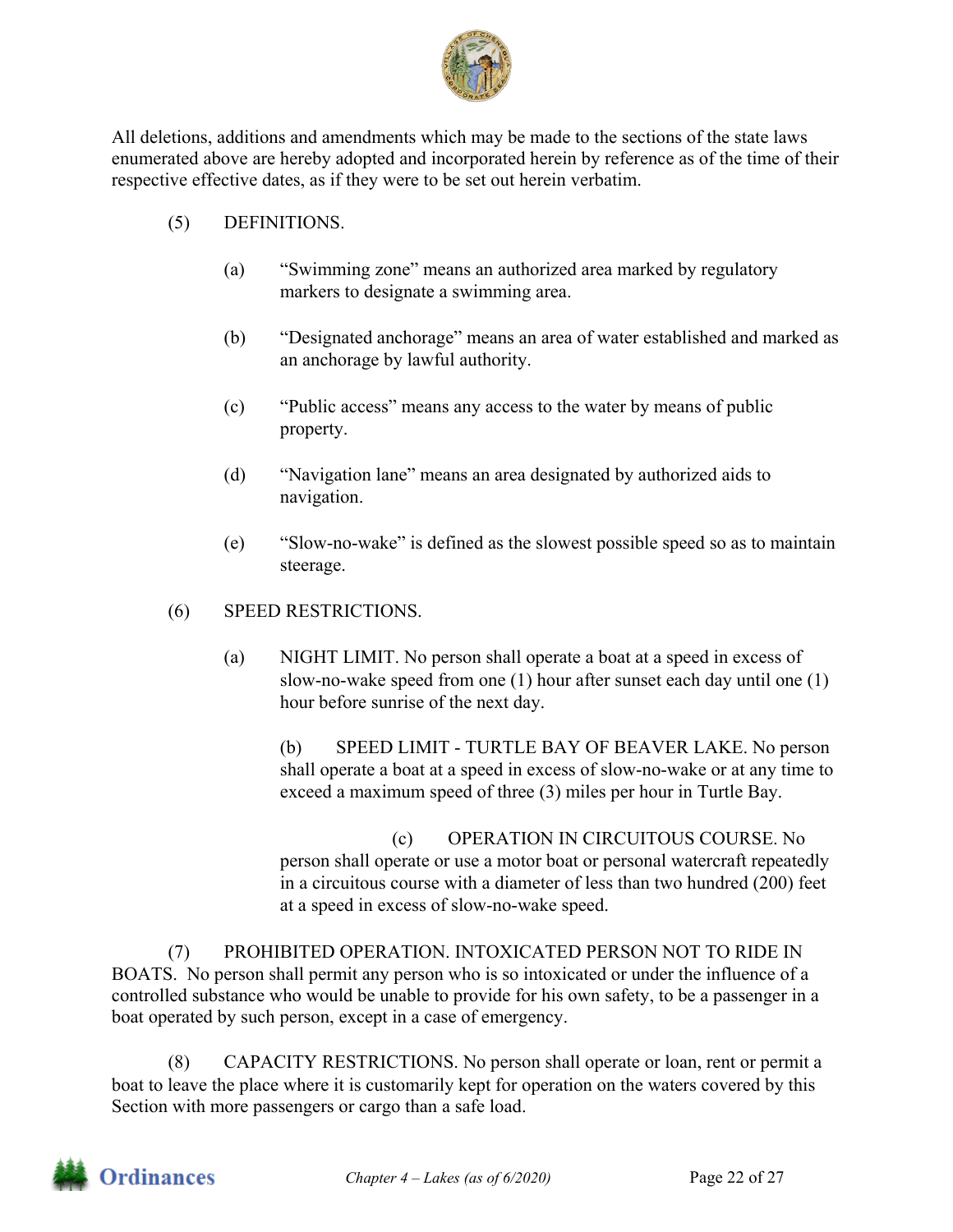All deletions, additions and amendments which may be made to the sections of the state laws enumerated above are hereby adopted and incorporated herein by reference as of the time of their respective effective dates, as if they were to be set out herein verbatim.

(5) DEFINITIONS.

(a) "Swimming zone" means an authorized area marked by regulatory markers to designate a swimming area.

(b) "Designated anchorage" means an area of water established and marked as an anchorage by lawful authority.

(c) "Public access" means any access to the water by means of public property.

(d) "Navigation lane" means an area designated by authorized aids to navigation.

(e) "Slow-no-wake" is defined as the slowest possible speed so as to maintain steerage.

(6) SPEED RESTRICTIONS.

(a) NIGHT LIMIT. No person shall operate a boat at a speed in excess of slow-no-wake speed from one (1) hour after sunset each day until one (1) hour before sunrise of the next day.

(b) SPEED LIMIT - TURTLE BAY OF BEAVER LAKE. No person shall operate a boat at a speed in excess of slow-no-wake or at any time to exceed a maximum speed of three (3) miles per hour in Turtle Bay.

(c) OPERATION IN CIRCUITOUS COURSE. No person shall operate or use a motor boat or personal watercraft repeatedly in a circuitous course with a diameter of less than two hundred (200) feet at a speed in excess of slow-no-wake speed.

(7) PROHIBITED OPERATION. INTOXICATED PERSON NOT TO RIDE IN BOATS. No person shall permit any person who is so intoxicated or under the influence of a controlled substance who would be unable to provide for his own safety, to be a passenger in a boat operated by such person, except in a case of emergency.

(8) CAPACITY RESTRICTIONS. No person shall operate or loan, rent or permit a boat to leave the place where it is customarily kept for operation on the waters covered by this Section with more passengers or cargo than a safe load.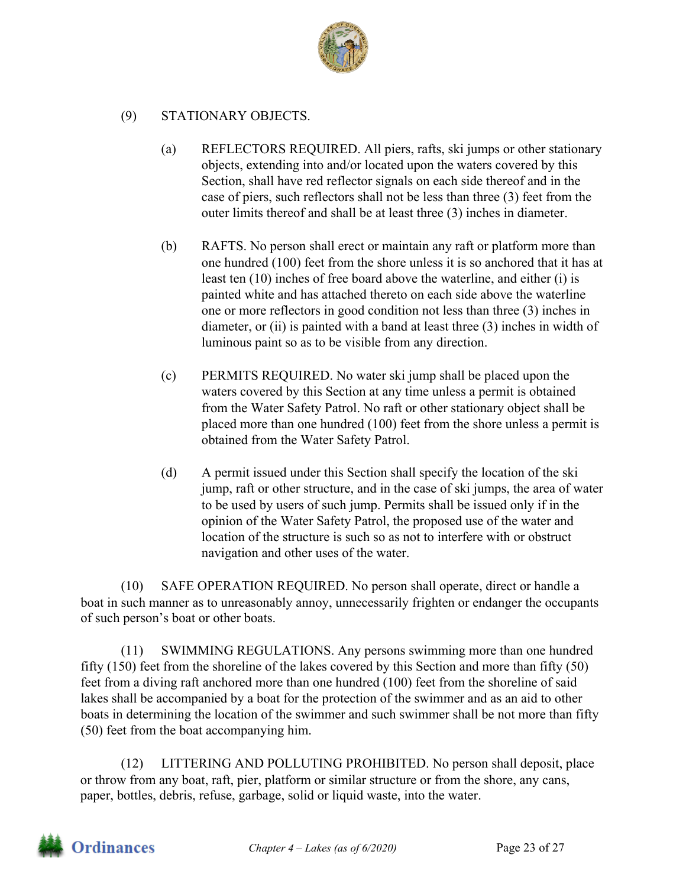(9) STATIONARY OBJECTS.

(a) REFLECTORS REQUIRED. All piers, rafts, ski jumps or other stationary objects, extending into and/or located upon the waters covered by this Section, shall have red reflector signals on each side thereof and in the case of piers, such reflectors shall not be less than three (3) feet from the outer limits thereof and shall be at least three (3) inches in diameter.

(b) RAFTS. No person shall erect or maintain any raft or platform more than one hundred (100) feet from the shore unless it is so anchored that it has at least ten (10) inches of free board above the waterline, and either (i) is painted white and has attached thereto on each side above the waterline one or more reflectors in good condition not less than three (3) inches in diameter, or (ii) is painted with a band at least three (3) inches in width of luminous paint so as to be visible from any direction.

(c) PERMITS REQUIRED. No water ski jump shall be placed upon the waters covered by this Section at any time unless a permit is obtained from the Water Safety Patrol. No raft or other stationary object shall be placed more than one hundred (100) feet from the shore unless a permit is obtained from the Water Safety Patrol.

(d) A permit issued under this Section shall specify the location of the ski jump, raft or other structure, and in the case of ski jumps, the area of water to be used by users of such jump. Permits shall be issued only if in the opinion of the Water Safety Patrol, the proposed use of the water and location of the structure is such so as not to interfere with or obstruct navigation and other uses of the water.

(10) SAFE OPERATION REQUIRED. No person shall operate, direct or handle a boat in such manner as to unreasonably annoy, unnecessarily frighten or endanger the occupants of such person's boat or other boats.

(11) SWIMMING REGULATIONS. Any persons swimming more than one hundred fifty (150) feet from the shoreline of the lakes covered by this Section and more than fifty (50) feet from a diving raft anchored more than one hundred (100) feet from the shoreline of said lakes shall be accompanied by a boat for the protection of the swimmer and as an aid to other boats in determining the location of the swimmer and such swimmer shall be not more than fifty (50) feet from the boat accompanying him.

(12) LITTERING AND POLLUTING PROHIBITED. No person shall deposit, place or throw from any boat, raft, pier, platform or similar structure or from the shore, any cans, paper, bottles, debris, refuse, garbage, solid or liquid waste, into the water.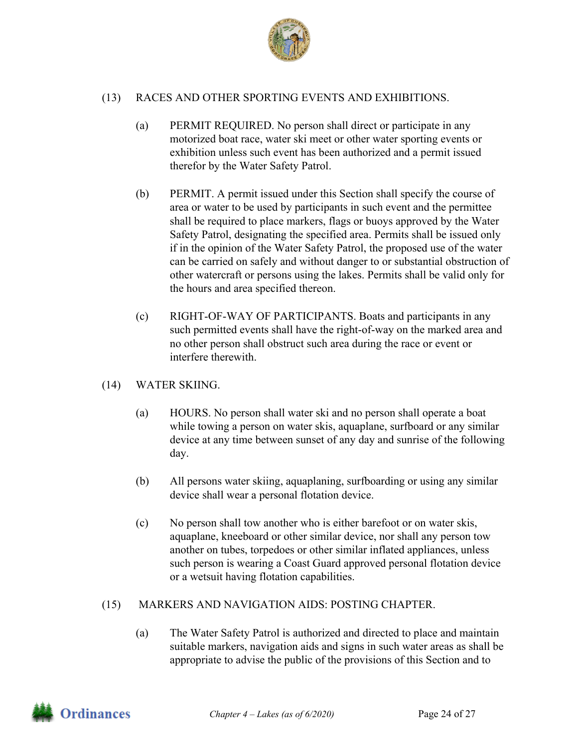(13) RACES AND OTHER SPORTING EVENTS AND EXHIBITIONS.

(a) PERMIT REQUIRED. No person shall direct or participate in any motorized boat race, water ski meet or other water sporting events or exhibition unless such event has been authorized and a permit issued therefor by the Water Safety Patrol.

(b) PERMIT. A permit issued under this Section shall specify the course of area or water to be used by participants in such event and the permittee shall be required to place markers, flags or buoys approved by the Water Safety Patrol, designating the specified area. Permits shall be issued only if in the opinion of the Water Safety Patrol, the proposed use of the water can be carried on safely and without danger to or substantial obstruction of other watercraft or persons using the lakes. Permits shall be valid only for the hours and area specified thereon.

(c) RIGHT-OF-WAY OF PARTICIPANTS. Boats and participants in any such permitted events shall have the right-of-way on the marked area and no other person shall obstruct such area during the race or event or interfere therewith.

(14) WATER SKIING.

(a) HOURS. No person shall water ski and no person shall operate a boat while towing a person on water skis, aquaplane, surfboard or any similar device at any time between sunset of any day and sunrise of the following day.

(b) All persons water skiing, aquaplaning, surfboarding or using any similar device shall wear a personal flotation device.

(c) No person shall tow another who is either barefoot or on water skis, aquaplane, kneeboard or other similar device, nor shall any person tow another on tubes, torpedoes or other similar inflated appliances, unless such person is wearing a Coast Guard approved personal flotation device or a wetsuit having flotation capabilities.

(15) MARKERS AND NAVIGATION AIDS: POSTING CHAPTER.

(a) The Water Safety Patrol is authorized and directed to place and maintain suitable markers, navigation aids and signs in such water areas as shall be appropriate to advise the public of the provisions of this Section and to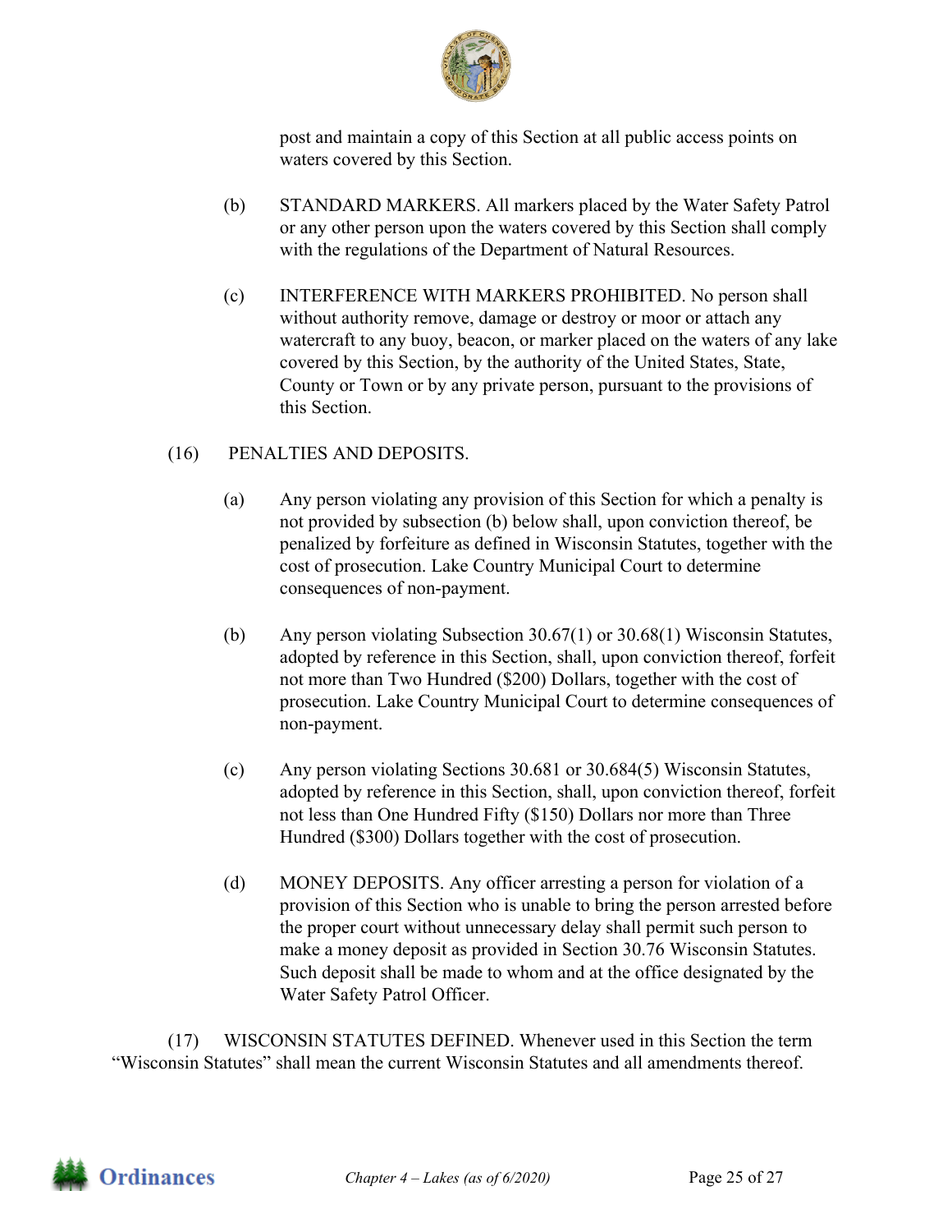post and maintain a copy of this Section at all public access points on waters covered by this Section.

(b) STANDARD MARKERS. All markers placed by the Water Safety Patrol or any other person upon the waters covered by this Section shall comply with the regulations of the Department of Natural Resources.

(c) INTERFERENCE WITH MARKERS PROHIBITED. No person shall without authority remove, damage or destroy or moor or attach any watercraft to any buoy, beacon, or marker placed on the waters of any lake covered by this Section, by the authority of the United States, State, County or Town or by any private person, pursuant to the provisions of this Section.

(16) PENALTIES AND DEPOSITS.

(a) Any person violating any provision of this Section for which a penalty is not provided by subsection (b) below shall, upon conviction thereof, be penalized by forfeiture as defined in Wisconsin Statutes, together with the cost of prosecution. Lake Country Municipal Court to determine consequences of non-payment.

(b) Any person violating Subsection 30.67(1) or 30.68(1) Wisconsin Statutes, adopted by reference in this Section, shall, upon conviction thereof, forfeit not more than Two Hundred ($200) Dollars, together with the cost of prosecution. Lake Country Municipal Court to determine consequences of non-payment.

(c) Any person violating Sections 30.681 or 30.684(5) Wisconsin Statutes, adopted by reference in this Section, shall, upon conviction thereof, forfeit not less than One Hundred Fifty ($150) Dollars nor more than Three Hundred ($300) Dollars together with the cost of prosecution.

(d) MONEY DEPOSITS. Any officer arresting a person for violation of a provision of this Section who is unable to bring the person arrested before the proper court without unnecessary delay shall permit such person to make a money deposit as provided in Section 30.76 Wisconsin Statutes. Such deposit shall be made to whom and at the office designated by the Water Safety Patrol Officer.

(17) WISCONSIN STATUTES DEFINED. Whenever used in this Section the term "Wisconsin Statutes" shall mean the current Wisconsin Statutes and all amendments thereof.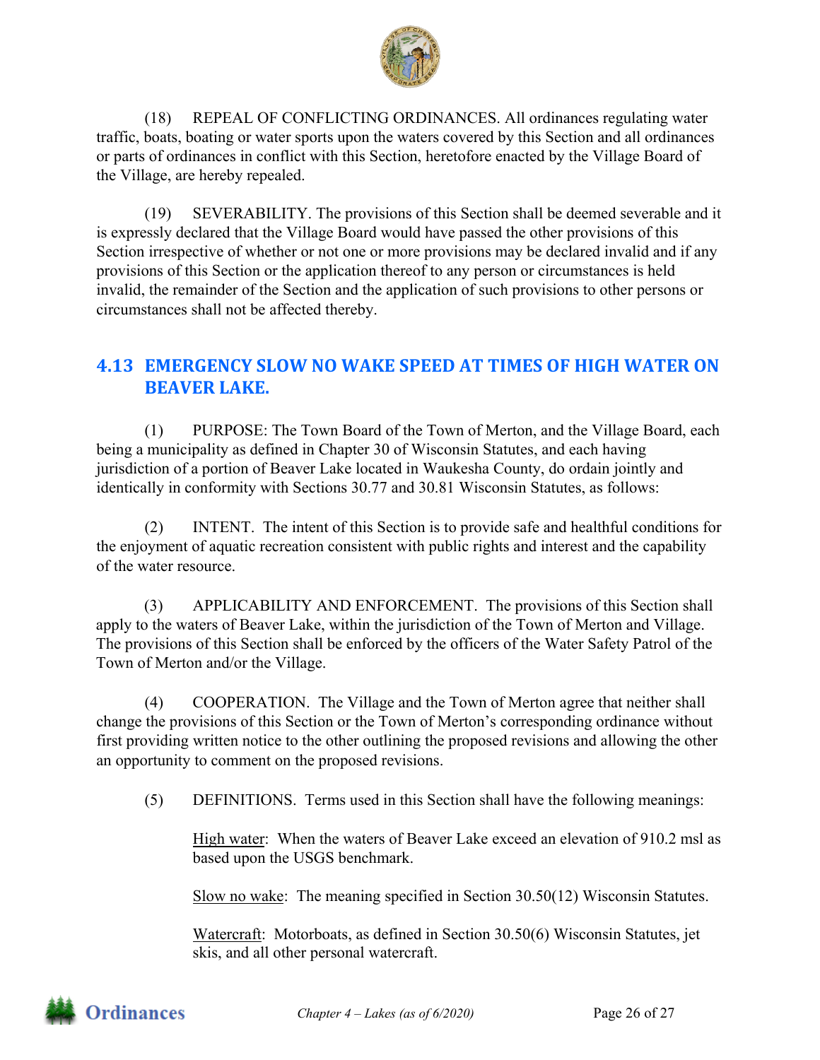(18) REPEAL OF CONFLICTING ORDINANCES. All ordinances regulating water traffic, boats, boating or water sports upon the waters covered by this Section and all ordinances or parts of ordinances in conflict with this Section, heretofore enacted by the Village Board of the Village, are hereby repealed.

(19) SEVERABILITY. The provisions of this Section shall be deemed severable and it is expressly declared that the Village Board would have passed the other provisions of this Section irrespective of whether or not one or more provisions may be declared invalid and if any provisions of this Section or the application thereof to any person or circumstances is held invalid, the remainder of the Section and the application of such provisions to other persons or circumstances shall not be affected thereby.

## 4.13 EMERGENCY SLOW NO WAKE SPEED AT TIMES OF HIGH WATER ON BEAVER LAKE.

(1) PURPOSE: The Town Board of the Town of Merton, and the Village Board, each being a municipality as defined in Chapter 30 of Wisconsin Statutes, and each having jurisdiction of a portion of Beaver Lake located in Waukesha County, do ordain jointly and identically in conformity with Sections 30.77 and 30.81 Wisconsin Statutes, as follows:

(2) INTENT. The intent of this Section is to provide safe and healthful conditions for the enjoyment of aquatic recreation consistent with public rights and interest and the capability of the water resource.

(3) APPLICABILITY AND ENFORCEMENT. The provisions of this Section shall apply to the waters of Beaver Lake, within the jurisdiction of the Town of Merton and Village. The provisions of this Section shall be enforced by the officers of the Water Safety Patrol of the Town of Merton and/or the Village.

(4) COOPERATION. The Village and the Town of Merton agree that neither shall change the provisions of this Section or the Town of Merton's corresponding ordinance without first providing written notice to the other outlining the proposed revisions and allowing the other an opportunity to comment on the proposed revisions.

(5) DEFINITIONS. Terms used in this Section shall have the following meanings:

High water: When the waters of Beaver Lake exceed an elevation of 910.2 msl as based upon the USGS benchmark.

Slow no wake: The meaning specified in Section 30.50(12) Wisconsin Statutes.

Watercraft: Motorboats, as defined in Section 30.50(6) Wisconsin Statutes, jet skis, and all other personal watercraft.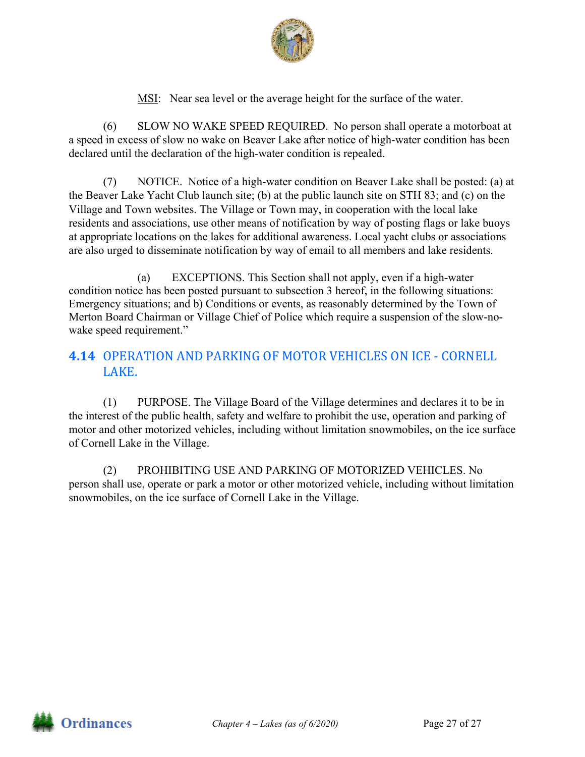MSI: Near sea level or the average height for the surface of the water.

(6) SLOW NO WAKE SPEED REQUIRED. No person shall operate a motorboat at a speed in excess of slow no wake on Beaver Lake after notice of high-water condition has been declared until the declaration of the high-water condition is repealed.

(7) NOTICE. Notice of a high-water condition on Beaver Lake shall be posted: (a) at the Beaver Lake Yacht Club launch site; (b) at the public launch site on STH 83; and (c) on the Village and Town websites. The Village or Town may, in cooperation with the local lake residents and associations, use other means of notification by way of posting flags or lake buoys at appropriate locations on the lakes for additional awareness. Local yacht clubs or associations are also urged to disseminate notification by way of email to all members and lake residents.

(a) EXCEPTIONS. This Section shall not apply, even if a high-water condition notice has been posted pursuant to subsection 3 hereof, in the following situations: Emergency situations; and b) Conditions or events, as reasonably determined by the Town of Merton Board Chairman or Village Chief of Police which require a suspension of the slow-no-wake speed requirement."

## 4.14 OPERATION AND PARKING OF MOTOR VEHICLES ON ICE - CORNELL LAKE.

(1) PURPOSE. The Village Board of the Village determines and declares it to be in the interest of the public health, safety and welfare to prohibit the use, operation and parking of motor and other motorized vehicles, including without limitation snowmobiles, on the ice surface of Cornell Lake in the Village.

(2) PROHIBITING USE AND PARKING OF MOTORIZED VEHICLES. No person shall use, operate or park a motor or other motorized vehicle, including without limitation snowmobiles, on the ice surface of Cornell Lake in the Village.